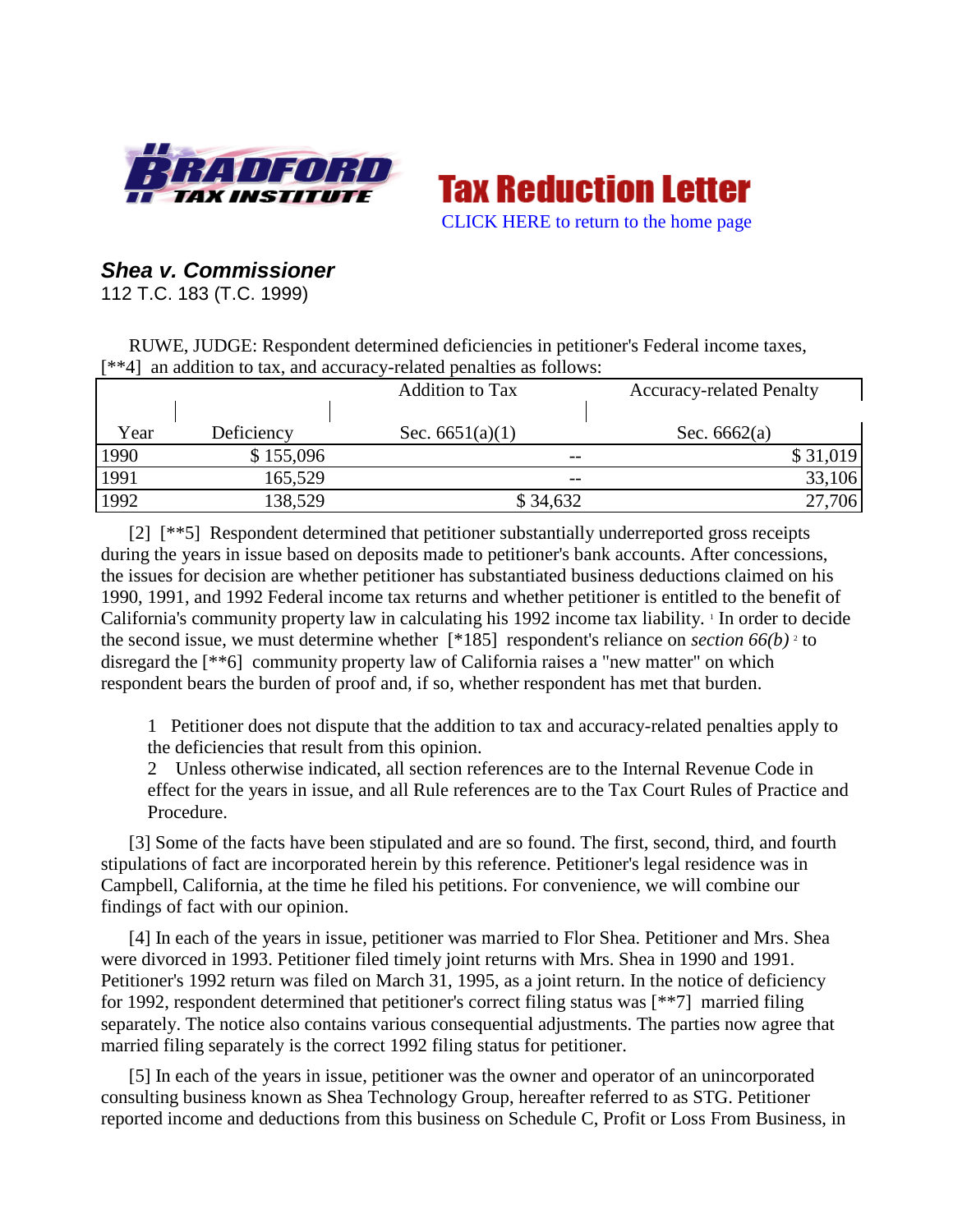Tax Reduction Letter

CLICK HERE to return to the home page

## *Shea v. Commissioner*

112 T.C. 183 (T.C. 1999)

RUWE, JUDGE: Respondent determined deficiencies in petitioner's Federal income taxes, [**4] an addition to tax, and accuracy-related penalties as follows:

| Year | Deficiency | Addition to Tax Sec. 6651(a)(1) | Accuracy-related Penalty Sec. 6662(a) |
|---|---|---|---|
| 1990 | $ 155,096 | -- | $ 31,019 |
| 1991 | 165,529 | -- | 33,106 |
| 1992 | 138,529 | $ 34,632 | 27,706 |

[2] [**5] Respondent determined that petitioner substantially underreported gross receipts during the years in issue based on deposits made to petitioner's bank accounts. After concessions, the issues for decision are whether petitioner has substantiated business deductions claimed on his 1990, 1991, and 1992 Federal income tax returns and whether petitioner is entitled to the benefit of California's community property law in calculating his 1992 income tax liability. [1] In order to decide the second issue, we must determine whether [*185] respondent's reliance on *section 66(b)* [2] to disregard the [**6] community property law of California raises a "new matter" on which respondent bears the burden of proof and, if so, whether respondent has met that burden.

> 1 Petitioner does not dispute that the addition to tax and accuracy-related penalties apply to the deficiencies that result from this opinion.
>
> 2 Unless otherwise indicated, all section references are to the Internal Revenue Code in effect for the years in issue, and all Rule references are to the Tax Court Rules of Practice and Procedure.

[3] Some of the facts have been stipulated and are so found. The first, second, third, and fourth stipulations of fact are incorporated herein by this reference. Petitioner's legal residence was in Campbell, California, at the time he filed his petitions. For convenience, we will combine our findings of fact with our opinion.

[4] In each of the years in issue, petitioner was married to Flor Shea. Petitioner and Mrs. Shea were divorced in 1993. Petitioner filed timely joint returns with Mrs. Shea in 1990 and 1991. Petitioner's 1992 return was filed on March 31, 1995, as a joint return. In the notice of deficiency for 1992, respondent determined that petitioner's correct filing status was [**7] married filing separately. The notice also contains various consequential adjustments. The parties now agree that married filing separately is the correct 1992 filing status for petitioner.

[5] In each of the years in issue, petitioner was the owner and operator of an unincorporated consulting business known as Shea Technology Group, hereafter referred to as STG. Petitioner reported income and deductions from this business on Schedule C, Profit or Loss From Business, in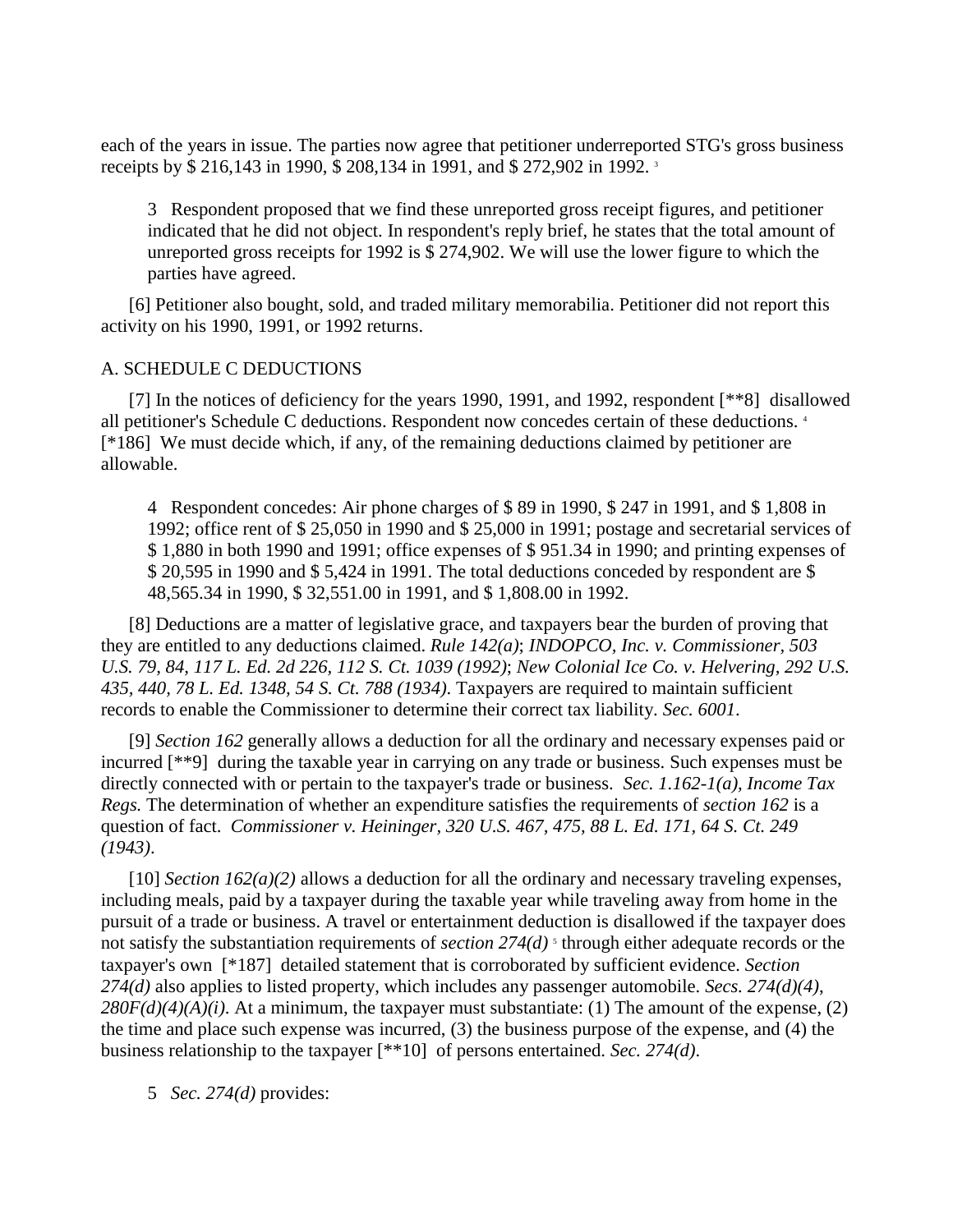each of the years in issue. The parties now agree that petitioner underreported STG's gross business receipts by $ 216,143 in 1990, $ 208,134 in 1991, and $ 272,902 in 1992. [3]

> 3 Respondent proposed that we find these unreported gross receipt figures, and petitioner indicated that he did not object. In respondent's reply brief, he states that the total amount of unreported gross receipts for 1992 is $ 274,902. We will use the lower figure to which the parties have agreed.

[6] Petitioner also bought, sold, and traded military memorabilia. Petitioner did not report this activity on his 1990, 1991, or 1992 returns.

A. SCHEDULE C DEDUCTIONS

[7] In the notices of deficiency for the years 1990, 1991, and 1992, respondent [**8] disallowed all petitioner's Schedule C deductions. Respondent now concedes certain of these deductions. [4] [*186] We must decide which, if any, of the remaining deductions claimed by petitioner are allowable.

> 4 Respondent concedes: Air phone charges of $ 89 in 1990, $ 247 in 1991, and $ 1,808 in 1992; office rent of $ 25,050 in 1990 and $ 25,000 in 1991; postage and secretarial services of $ 1,880 in both 1990 and 1991; office expenses of $ 951.34 in 1990; and printing expenses of $ 20,595 in 1990 and $ 5,424 in 1991. The total deductions conceded by respondent are $ 48,565.34 in 1990, $ 32,551.00 in 1991, and $ 1,808.00 in 1992.

[8] Deductions are a matter of legislative grace, and taxpayers bear the burden of proving that they are entitled to any deductions claimed. *Rule 142(a)*; *INDOPCO, Inc. v. Commissioner, 503 U.S. 79, 84, 117 L. Ed. 2d 226, 112 S. Ct. 1039 (1992)*; *New Colonial Ice Co. v. Helvering, 292 U.S. 435, 440, 78 L. Ed. 1348, 54 S. Ct. 788 (1934).* Taxpayers are required to maintain sufficient records to enable the Commissioner to determine their correct tax liability. *Sec. 6001.*

[9] *Section 162* generally allows a deduction for all the ordinary and necessary expenses paid or incurred [**9] during the taxable year in carrying on any trade or business. Such expenses must be directly connected with or pertain to the taxpayer's trade or business. *Sec. 1.162-1(a), Income Tax Regs.* The determination of whether an expenditure satisfies the requirements of *section 162* is a question of fact. *Commissioner v. Heininger, 320 U.S. 467, 475, 88 L. Ed. 171, 64 S. Ct. 249 (1943)*.

[10] *Section 162(a)(2)* allows a deduction for all the ordinary and necessary traveling expenses, including meals, paid by a taxpayer during the taxable year while traveling away from home in the pursuit of a trade or business. A travel or entertainment deduction is disallowed if the taxpayer does not satisfy the substantiation requirements of *section 274(d)* [5] through either adequate records or the taxpayer's own [*187] detailed statement that is corroborated by sufficient evidence. *Section 274(d)* also applies to listed property, which includes any passenger automobile. *Secs. 274(d)(4), 280F(d)(4)(A)(i).* At a minimum, the taxpayer must substantiate: (1) The amount of the expense, (2) the time and place such expense was incurred, (3) the business purpose of the expense, and (4) the business relationship to the taxpayer [**10] of persons entertained. *Sec. 274(d)*.

> 5 *Sec. 274(d)* provides: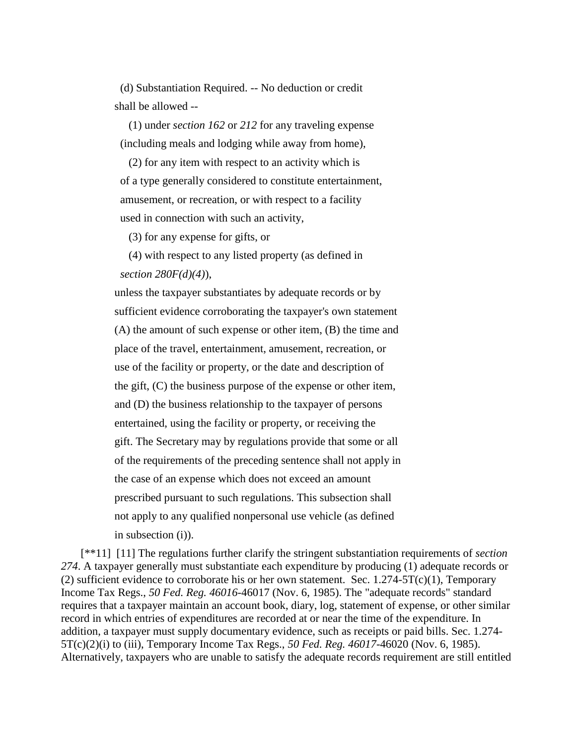(d) Substantiation Required. -- No deduction or credit shall be allowed --

(1) under *section 162* or *212* for any traveling expense (including meals and lodging while away from home),

(2) for any item with respect to an activity which is of a type generally considered to constitute entertainment, amusement, or recreation, or with respect to a facility used in connection with such an activity,

(3) for any expense for gifts, or

(4) with respect to any listed property (as defined in *section 280F(d)(4)*),

unless the taxpayer substantiates by adequate records or by sufficient evidence corroborating the taxpayer's own statement (A) the amount of such expense or other item, (B) the time and place of the travel, entertainment, amusement, recreation, or use of the facility or property, or the date and description of the gift, (C) the business purpose of the expense or other item, and (D) the business relationship to the taxpayer of persons entertained, using the facility or property, or receiving the gift. The Secretary may by regulations provide that some or all of the requirements of the preceding sentence shall not apply in the case of an expense which does not exceed an amount prescribed pursuant to such regulations. This subsection shall not apply to any qualified nonpersonal use vehicle (as defined in subsection (i)).

[**11] [11] The regulations further clarify the stringent substantiation requirements of *section 274*. A taxpayer generally must substantiate each expenditure by producing (1) adequate records or (2) sufficient evidence to corroborate his or her own statement. Sec. 1.274-5T(c)(1), Temporary Income Tax Regs., *50 Fed. Reg. 46016*-46017 (Nov. 6, 1985). The "adequate records" standard requires that a taxpayer maintain an account book, diary, log, statement of expense, or other similar record in which entries of expenditures are recorded at or near the time of the expenditure. In addition, a taxpayer must supply documentary evidence, such as receipts or paid bills. Sec. 1.274-5T(c)(2)(i) to (iii), Temporary Income Tax Regs., *50 Fed. Reg. 46017*-46020 (Nov. 6, 1985). Alternatively, taxpayers who are unable to satisfy the adequate records requirement are still entitled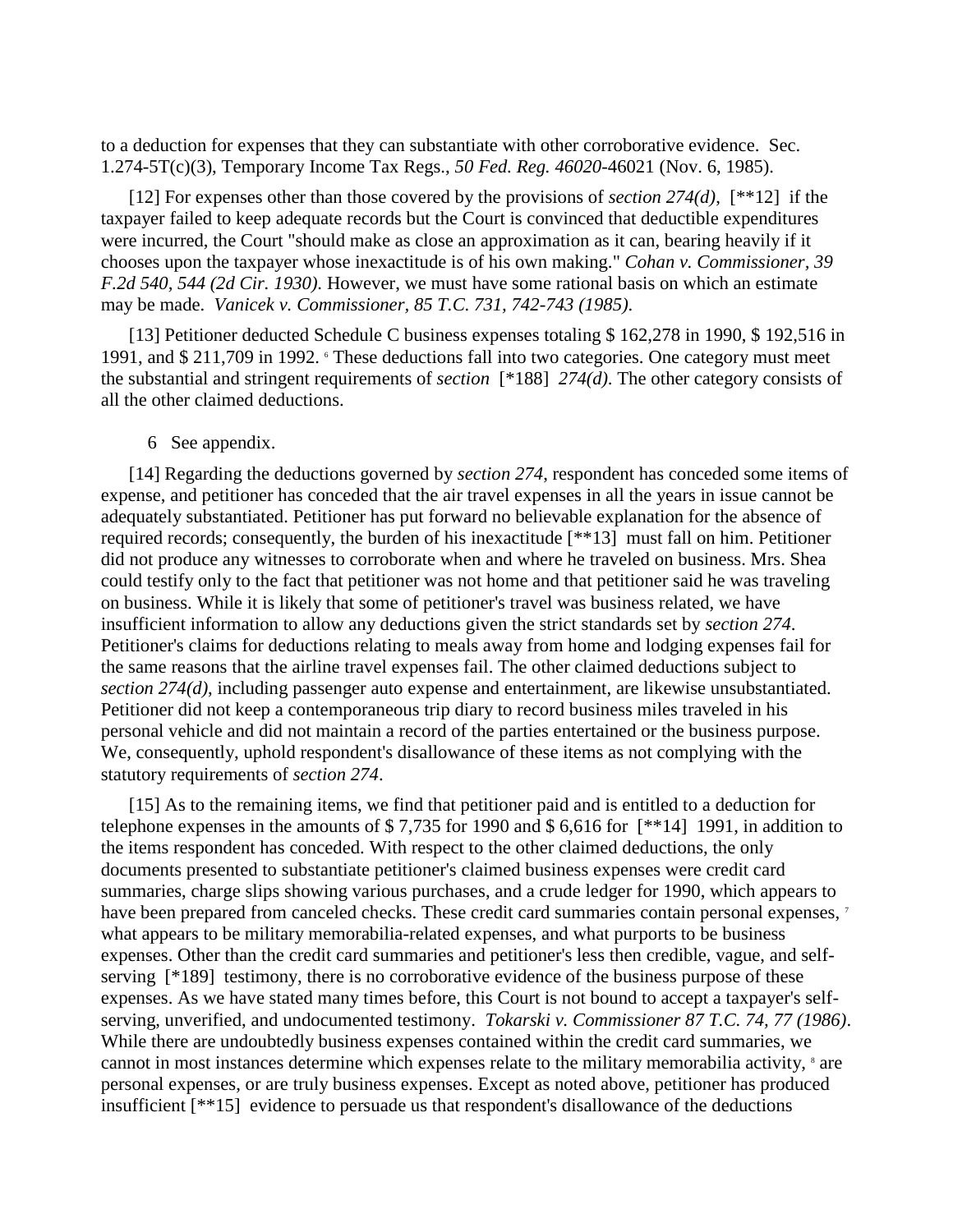to a deduction for expenses that they can substantiate with other corroborative evidence. Sec. 1.274-5T(c)(3), Temporary Income Tax Regs., *50 Fed. Reg. 46020*-46021 (Nov. 6, 1985).

[12] For expenses other than those covered by the provisions of *section 274(d)*, [**12] if the taxpayer failed to keep adequate records but the Court is convinced that deductible expenditures were incurred, the Court "should make as close an approximation as it can, bearing heavily if it chooses upon the taxpayer whose inexactitude is of his own making." *Cohan v. Commissioner, 39 F.2d 540, 544 (2d Cir. 1930)*. However, we must have some rational basis on which an estimate may be made. *Vanicek v. Commissioner, 85 T.C. 731, 742-743 (1985)*.

[13] Petitioner deducted Schedule C business expenses totaling $ 162,278 in 1990, $ 192,516 in 1991, and $ 211,709 in 1992. [6] These deductions fall into two categories. One category must meet the substantial and stringent requirements of *section* [*188] *274(d)*. The other category consists of all the other claimed deductions.

6 See appendix.

[14] Regarding the deductions governed by *section 274*, respondent has conceded some items of expense, and petitioner has conceded that the air travel expenses in all the years in issue cannot be adequately substantiated. Petitioner has put forward no believable explanation for the absence of required records; consequently, the burden of his inexactitude [**13] must fall on him. Petitioner did not produce any witnesses to corroborate when and where he traveled on business. Mrs. Shea could testify only to the fact that petitioner was not home and that petitioner said he was traveling on business. While it is likely that some of petitioner's travel was business related, we have insufficient information to allow any deductions given the strict standards set by *section 274*. Petitioner's claims for deductions relating to meals away from home and lodging expenses fail for the same reasons that the airline travel expenses fail. The other claimed deductions subject to *section 274(d)*, including passenger auto expense and entertainment, are likewise unsubstantiated. Petitioner did not keep a contemporaneous trip diary to record business miles traveled in his personal vehicle and did not maintain a record of the parties entertained or the business purpose. We, consequently, uphold respondent's disallowance of these items as not complying with the statutory requirements of *section 274*.

[15] As to the remaining items, we find that petitioner paid and is entitled to a deduction for telephone expenses in the amounts of $ 7,735 for 1990 and $ 6,616 for [**14] 1991, in addition to the items respondent has conceded. With respect to the other claimed deductions, the only documents presented to substantiate petitioner's claimed business expenses were credit card summaries, charge slips showing various purchases, and a crude ledger for 1990, which appears to have been prepared from canceled checks. These credit card summaries contain personal expenses, [7] what appears to be military memorabilia-related expenses, and what purports to be business expenses. Other than the credit card summaries and petitioner's less then credible, vague, and self-serving [*189] testimony, there is no corroborative evidence of the business purpose of these expenses. As we have stated many times before, this Court is not bound to accept a taxpayer's self-serving, unverified, and undocumented testimony. *Tokarski v. Commissioner 87 T.C. 74, 77 (1986)*. While there are undoubtedly business expenses contained within the credit card summaries, we cannot in most instances determine which expenses relate to the military memorabilia activity, [8] are personal expenses, or are truly business expenses. Except as noted above, petitioner has produced insufficient [**15] evidence to persuade us that respondent's disallowance of the deductions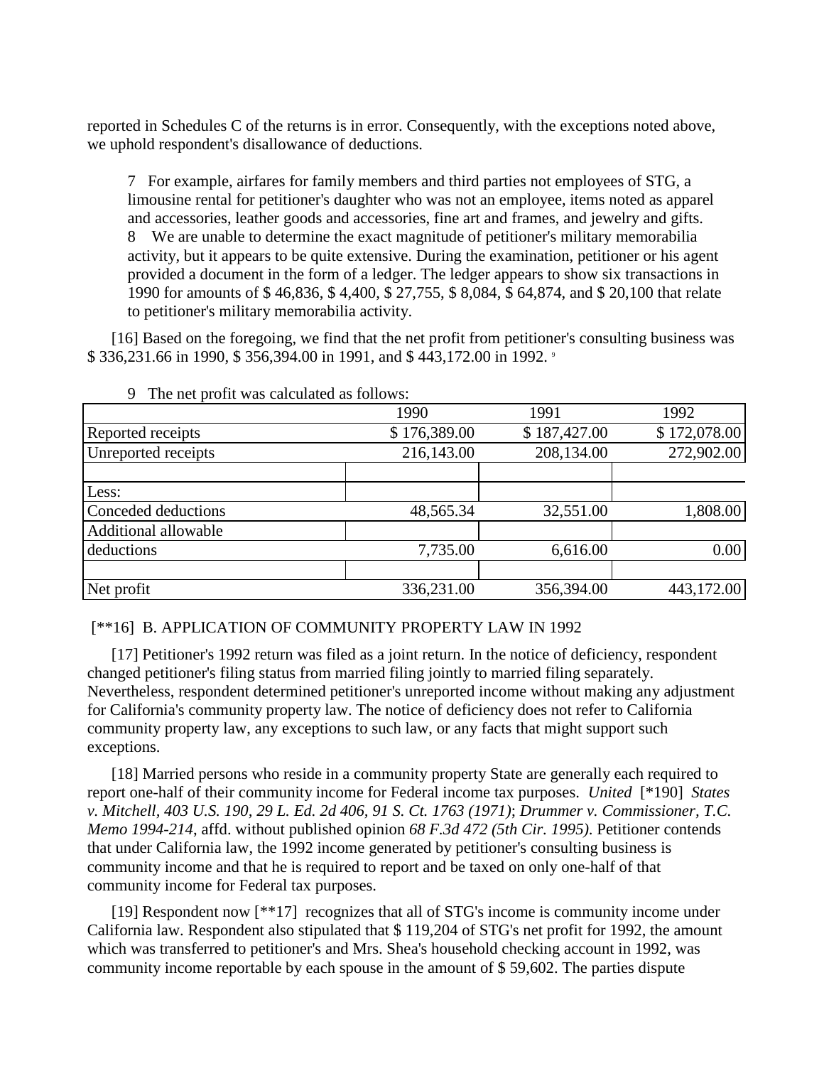reported in Schedules C of the returns is in error. Consequently, with the exceptions noted above, we uphold respondent's disallowance of deductions.

> 7 For example, airfares for family members and third parties not employees of STG, a limousine rental for petitioner's daughter who was not an employee, items noted as apparel and accessories, leather goods and accessories, fine art and frames, and jewelry and gifts.
>
> 8 We are unable to determine the exact magnitude of petitioner's military memorabilia activity, but it appears to be quite extensive. During the examination, petitioner or his agent provided a document in the form of a ledger. The ledger appears to show six transactions in 1990 for amounts of $ 46,836, $ 4,400, $ 27,755, $ 8,084, $ 64,874, and $ 20,100 that relate to petitioner's military memorabilia activity.

[16] Based on the foregoing, we find that the net profit from petitioner's consulting business was $ 336,231.66 in 1990, $ 356,394.00 in 1991, and $ 443,172.00 in 1992. [9]

9 The net profit was calculated as follows:

| | 1990 | 1991 | 1992 |
|---|---|---|---|
| Reported receipts | $ 176,389.00 | $ 187,427.00 | $ 172,078.00 |
| Unreported receipts | 216,143.00 | 208,134.00 | 272,902.00 |
| | | | |
| Less: | | | |
| Conceded deductions | 48,565.34 | 32,551.00 | 1,808.00 |
| Additional allowable deductions | 7,735.00 | 6,616.00 | 0.00 |
| | | | |
| Net profit | 336,231.00 | 356,394.00 | 443,172.00 |

[**16] B. APPLICATION OF COMMUNITY PROPERTY LAW IN 1992

[17] Petitioner's 1992 return was filed as a joint return. In the notice of deficiency, respondent changed petitioner's filing status from married filing jointly to married filing separately. Nevertheless, respondent determined petitioner's unreported income without making any adjustment for California's community property law. The notice of deficiency does not refer to California community property law, any exceptions to such law, or any facts that might support such exceptions.

[18] Married persons who reside in a community property State are generally each required to report one-half of their community income for Federal income tax purposes. *United* [*190] *States v. Mitchell, 403 U.S. 190, 29 L. Ed. 2d 406, 91 S. Ct. 1763 (1971)*; *Drummer v. Commissioner, T.C. Memo 1994-214*, affd. without published opinion *68 F.3d 472 (5th Cir. 1995)*. Petitioner contends that under California law, the 1992 income generated by petitioner's consulting business is community income and that he is required to report and be taxed on only one-half of that community income for Federal tax purposes.

[19] Respondent now [**17] recognizes that all of STG's income is community income under California law. Respondent also stipulated that $ 119,204 of STG's net profit for 1992, the amount which was transferred to petitioner's and Mrs. Shea's household checking account in 1992, was community income reportable by each spouse in the amount of $ 59,602. The parties dispute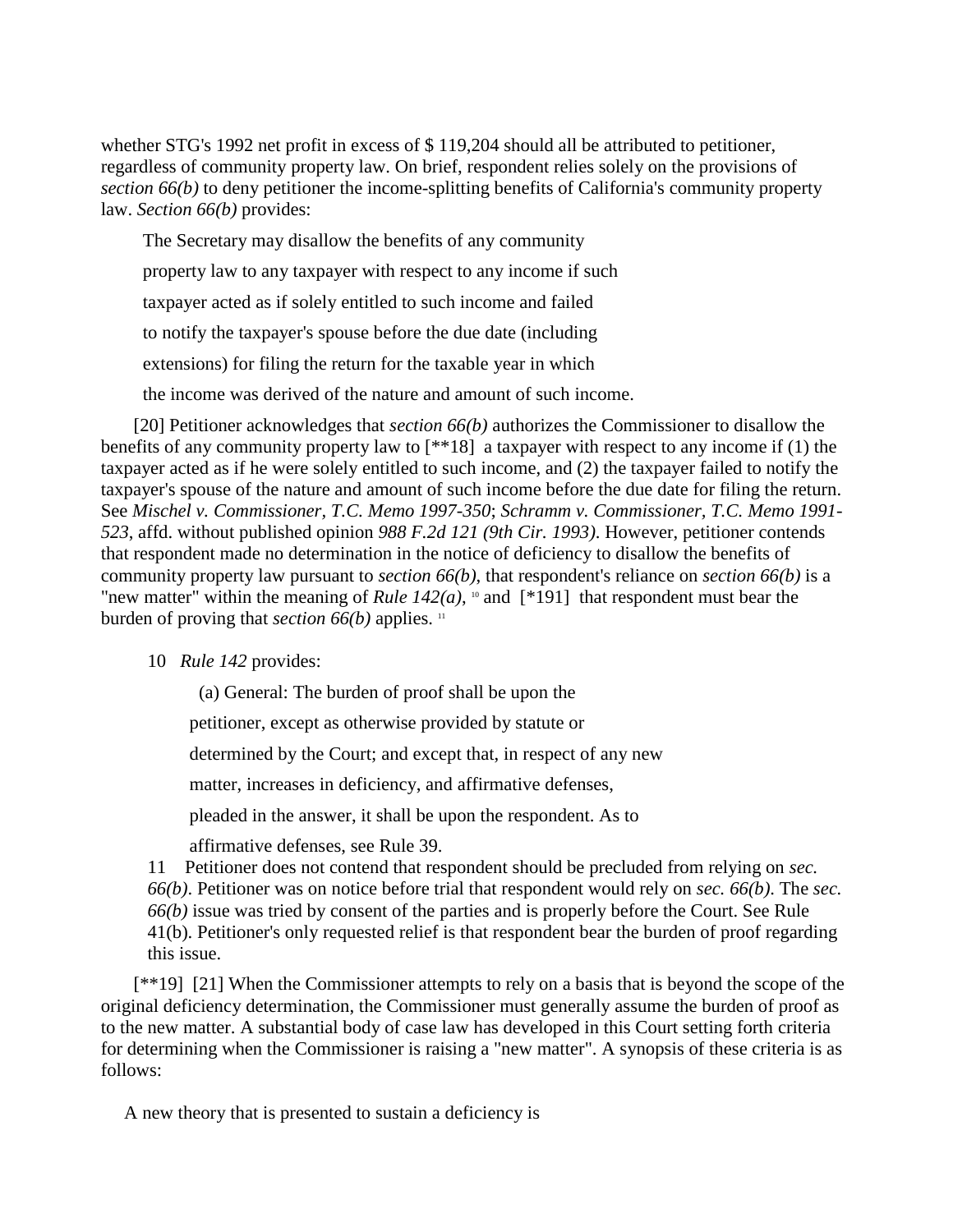whether STG's 1992 net profit in excess of $ 119,204 should all be attributed to petitioner, regardless of community property law. On brief, respondent relies solely on the provisions of *section 66(b)* to deny petitioner the income-splitting benefits of California's community property law. *Section 66(b)* provides:

> The Secretary may disallow the benefits of any community
> property law to any taxpayer with respect to any income if such
> taxpayer acted as if solely entitled to such income and failed
> to notify the taxpayer's spouse before the due date (including
> extensions) for filing the return for the taxable year in which
> the income was derived of the nature and amount of such income.

[20] Petitioner acknowledges that *section 66(b)* authorizes the Commissioner to disallow the benefits of any community property law to [**18] a taxpayer with respect to any income if (1) the taxpayer acted as if he were solely entitled to such income, and (2) the taxpayer failed to notify the taxpayer's spouse of the nature and amount of such income before the due date for filing the return. See *Mischel v. Commissioner, T.C. Memo 1997-350*; *Schramm v. Commissioner, T.C. Memo 1991-523*, affd. without published opinion *988 F.2d 121 (9th Cir. 1993)*. However, petitioner contends that respondent made no determination in the notice of deficiency to disallow the benefits of community property law pursuant to *section 66(b)*, that respondent's reliance on *section 66(b)* is a "new matter" within the meaning of *Rule 142(a)*, [10] and [*191] that respondent must bear the burden of proving that *section 66(b)* applies. [11]

10 *Rule 142* provides:

> (a) General: The burden of proof shall be upon the
> petitioner, except as otherwise provided by statute or
> determined by the Court; and except that, in respect of any new
> matter, increases in deficiency, and affirmative defenses,
> pleaded in the answer, it shall be upon the respondent. As to
> affirmative defenses, see Rule 39.

11 Petitioner does not contend that respondent should be precluded from relying on *sec. 66(b)*. Petitioner was on notice before trial that respondent would rely on *sec. 66(b)*. The *sec. 66(b)* issue was tried by consent of the parties and is properly before the Court. See Rule 41(b). Petitioner's only requested relief is that respondent bear the burden of proof regarding this issue.

[**19] [21] When the Commissioner attempts to rely on a basis that is beyond the scope of the original deficiency determination, the Commissioner must generally assume the burden of proof as to the new matter. A substantial body of case law has developed in this Court setting forth criteria for determining when the Commissioner is raising a "new matter". A synopsis of these criteria is as follows:

A new theory that is presented to sustain a deficiency is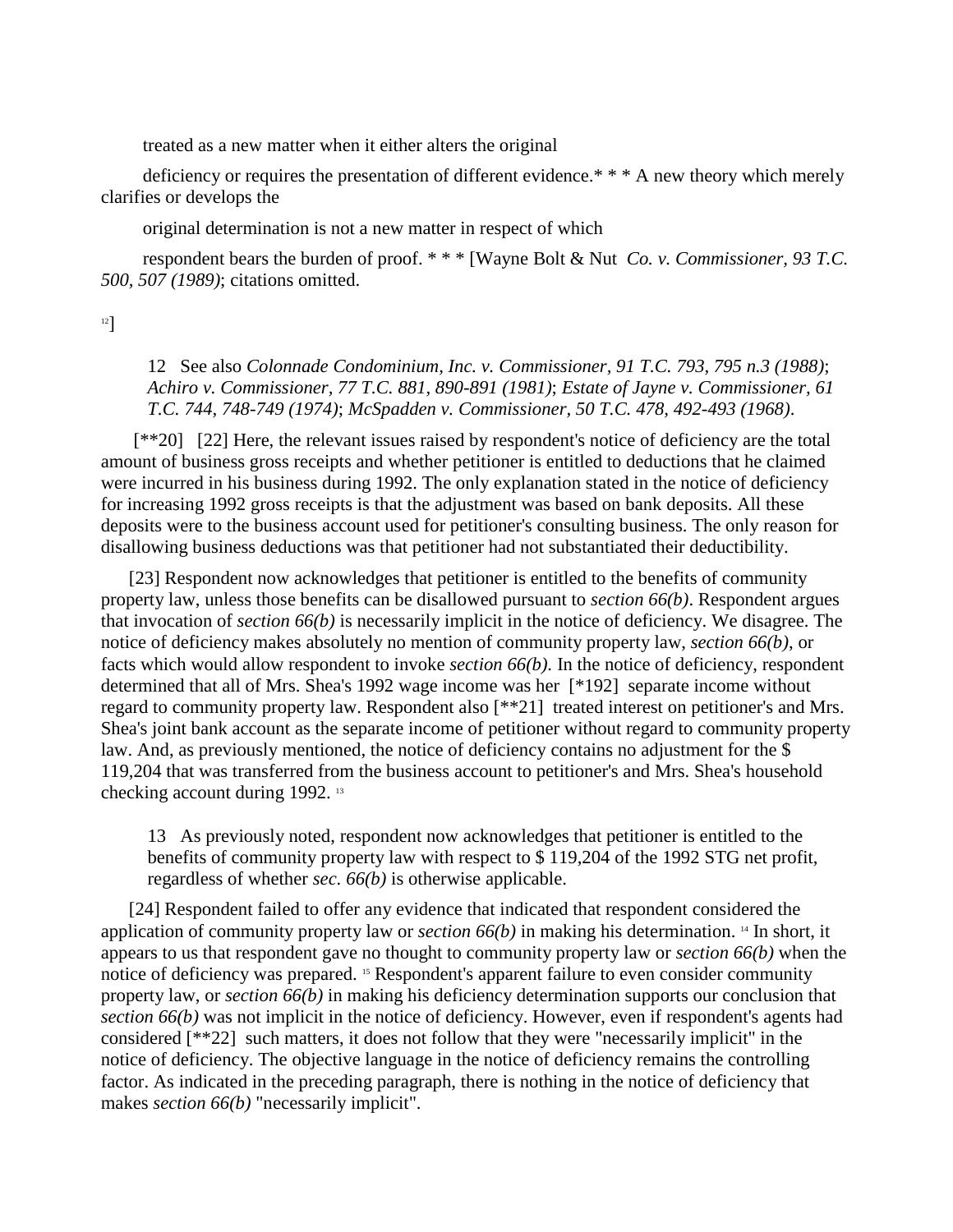treated as a new matter when it either alters the original

deficiency or requires the presentation of different evidence.* * * A new theory which merely clarifies or develops the

original determination is not a new matter in respect of which

respondent bears the burden of proof. * * * [Wayne Bolt & Nut *Co. v. Commissioner, 93 T.C. 500, 507 (1989)*; citations omitted.

[12]]

> 12 See also *Colonnade Condominium, Inc. v. Commissioner, 91 T.C. 793, 795 n.3 (1988)*; *Achiro v. Commissioner, 77 T.C. 881, 890-891 (1981)*; *Estate of Jayne v. Commissioner, 61 T.C. 744, 748-749 (1974)*; *McSpadden v. Commissioner, 50 T.C. 478, 492-493 (1968)*.

[**20] [22] Here, the relevant issues raised by respondent's notice of deficiency are the total amount of business gross receipts and whether petitioner is entitled to deductions that he claimed were incurred in his business during 1992. The only explanation stated in the notice of deficiency for increasing 1992 gross receipts is that the adjustment was based on bank deposits. All these deposits were to the business account used for petitioner's consulting business. The only reason for disallowing business deductions was that petitioner had not substantiated their deductibility.

[23] Respondent now acknowledges that petitioner is entitled to the benefits of community property law, unless those benefits can be disallowed pursuant to *section 66(b)*. Respondent argues that invocation of *section 66(b)* is necessarily implicit in the notice of deficiency. We disagree. The notice of deficiency makes absolutely no mention of community property law, *section 66(b)*, or facts which would allow respondent to invoke *section 66(b)*. In the notice of deficiency, respondent determined that all of Mrs. Shea's 1992 wage income was her [*192] separate income without regard to community property law. Respondent also [**21] treated interest on petitioner's and Mrs. Shea's joint bank account as the separate income of petitioner without regard to community property law. And, as previously mentioned, the notice of deficiency contains no adjustment for the $ 119,204 that was transferred from the business account to petitioner's and Mrs. Shea's household checking account during 1992. [13]

> 13 As previously noted, respondent now acknowledges that petitioner is entitled to the benefits of community property law with respect to $ 119,204 of the 1992 STG net profit, regardless of whether *sec. 66(b)* is otherwise applicable.

[24] Respondent failed to offer any evidence that indicated that respondent considered the application of community property law or *section 66(b)* in making his determination. [14] In short, it appears to us that respondent gave no thought to community property law or *section 66(b)* when the notice of deficiency was prepared. [15] Respondent's apparent failure to even consider community property law, or *section 66(b)* in making his deficiency determination supports our conclusion that *section 66(b)* was not implicit in the notice of deficiency. However, even if respondent's agents had considered [**22] such matters, it does not follow that they were "necessarily implicit" in the notice of deficiency. The objective language in the notice of deficiency remains the controlling factor. As indicated in the preceding paragraph, there is nothing in the notice of deficiency that makes *section 66(b)* "necessarily implicit".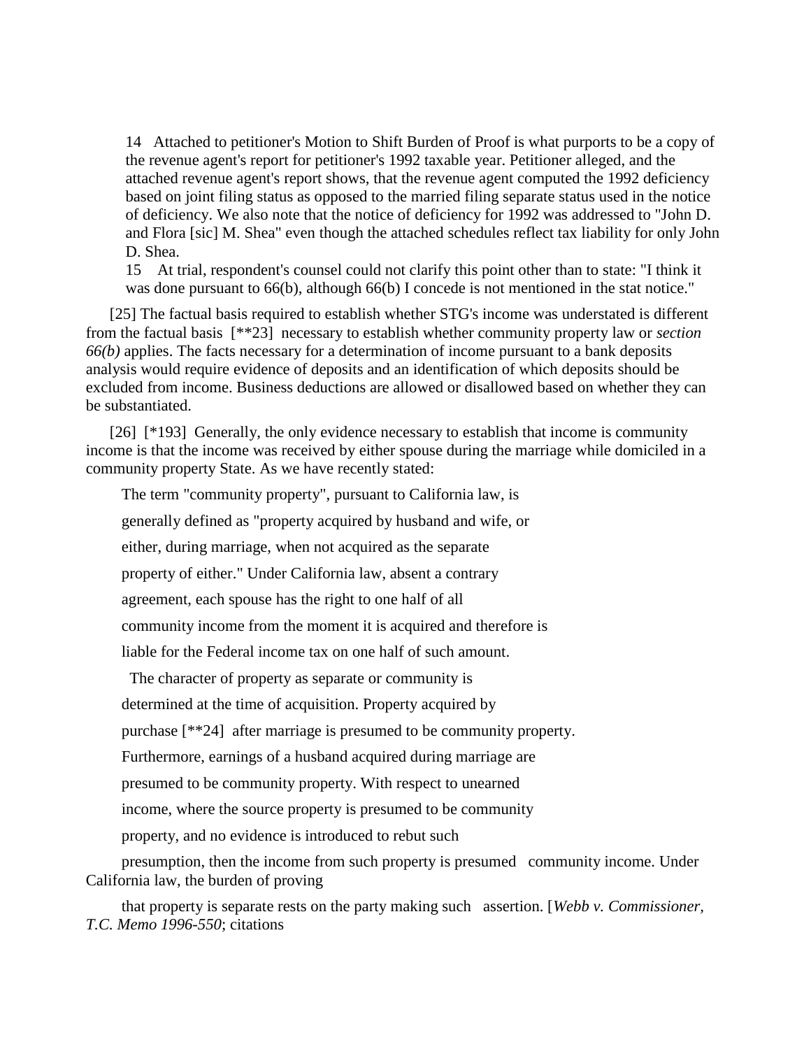14 Attached to petitioner's Motion to Shift Burden of Proof is what purports to be a copy of the revenue agent's report for petitioner's 1992 taxable year. Petitioner alleged, and the attached revenue agent's report shows, that the revenue agent computed the 1992 deficiency based on joint filing status as opposed to the married filing separate status used in the notice of deficiency. We also note that the notice of deficiency for 1992 was addressed to "John D. and Flora [sic] M. Shea" even though the attached schedules reflect tax liability for only John D. Shea.

15 At trial, respondent's counsel could not clarify this point other than to state: "I think it was done pursuant to 66(b), although 66(b) I concede is not mentioned in the stat notice."

[25] The factual basis required to establish whether STG's income was understated is different from the factual basis [**23] necessary to establish whether community property law or *section 66(b)* applies. The facts necessary for a determination of income pursuant to a bank deposits analysis would require evidence of deposits and an identification of which deposits should be excluded from income. Business deductions are allowed or disallowed based on whether they can be substantiated.

[26] [*193] Generally, the only evidence necessary to establish that income is community income is that the income was received by either spouse during the marriage while domiciled in a community property State. As we have recently stated:

> The term "community property", pursuant to California law, is generally defined as "property acquired by husband and wife, or either, during marriage, when not acquired as the separate property of either." Under California law, absent a contrary agreement, each spouse has the right to one half of all community income from the moment it is acquired and therefore is liable for the Federal income tax on one half of such amount.
>
> The character of property as separate or community is determined at the time of acquisition. Property acquired by purchase [**24] after marriage is presumed to be community property. Furthermore, earnings of a husband acquired during marriage are presumed to be community property. With respect to unearned income, where the source property is presumed to be community property, and no evidence is introduced to rebut such presumption, then the income from such property is presumed community income. Under California law, the burden of proving that property is separate rests on the party making such assertion. [*Webb v. Commissioner, T.C. Memo 1996-550*; citations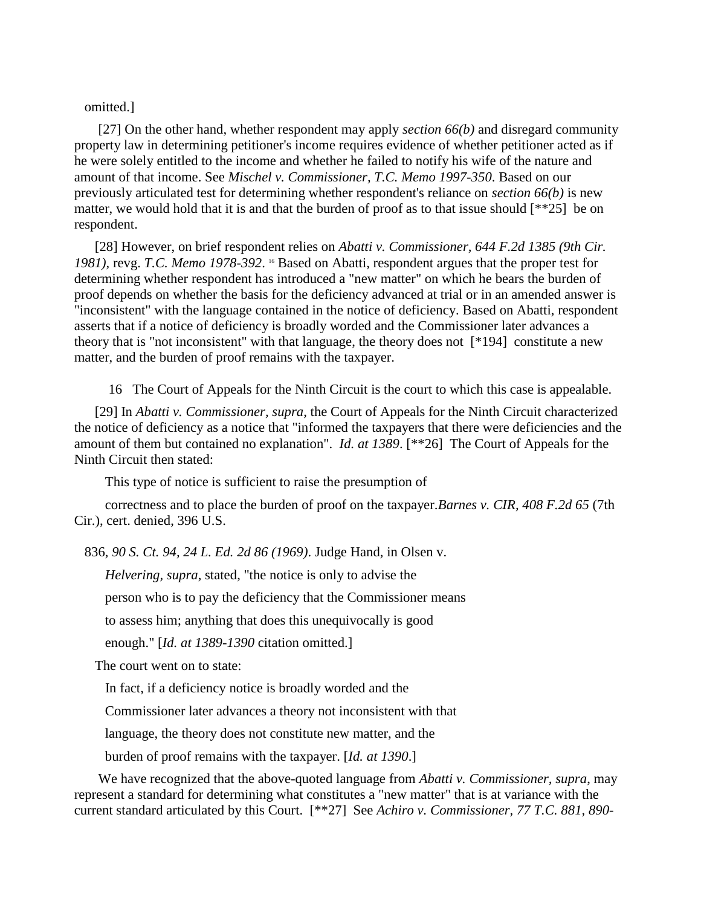omitted.]

[27] On the other hand, whether respondent may apply *section 66(b)* and disregard community property law in determining petitioner's income requires evidence of whether petitioner acted as if he were solely entitled to the income and whether he failed to notify his wife of the nature and amount of that income. See *Mischel v. Commissioner, T.C. Memo 1997-350*. Based on our previously articulated test for determining whether respondent's reliance on *section 66(b)* is new matter, we would hold that it is and that the burden of proof as to that issue should [**25] be on respondent.

[28] However, on brief respondent relies on *Abatti v. Commissioner, 644 F.2d 1385 (9th Cir. 1981)*, revg. *T.C. Memo 1978-392*. [16] Based on Abatti, respondent argues that the proper test for determining whether respondent has introduced a "new matter" on which he bears the burden of proof depends on whether the basis for the deficiency advanced at trial or in an amended answer is "inconsistent" with the language contained in the notice of deficiency. Based on Abatti, respondent asserts that if a notice of deficiency is broadly worded and the Commissioner later advances a theory that is "not inconsistent" with that language, the theory does not [*194] constitute a new matter, and the burden of proof remains with the taxpayer.

16 The Court of Appeals for the Ninth Circuit is the court to which this case is appealable.

[29] In *Abatti v. Commissioner, supra*, the Court of Appeals for the Ninth Circuit characterized the notice of deficiency as a notice that "informed the taxpayers that there were deficiencies and the amount of them but contained no explanation". *Id. at 1389*. [**26] The Court of Appeals for the Ninth Circuit then stated:

> This type of notice is sufficient to raise the presumption of correctness and to place the burden of proof on the taxpayer.*Barnes v. CIR, 408 F.2d 65* (7th Cir.), cert. denied, 396 U.S. 836, *90 S. Ct. 94, 24 L. Ed. 2d 86 (1969)*. Judge Hand, in Olsen v. *Helvering, supra*, stated, "the notice is only to advise the person who is to pay the deficiency that the Commissioner means to assess him; anything that does this unequivocally is good enough." [*Id. at 1389-1390* citation omitted.]

The court went on to state:

> In fact, if a deficiency notice is broadly worded and the Commissioner later advances a theory not inconsistent with that language, the theory does not constitute new matter, and the burden of proof remains with the taxpayer. [*Id. at 1390*.]

We have recognized that the above-quoted language from *Abatti v. Commissioner, supra*, may represent a standard for determining what constitutes a "new matter" that is at variance with the current standard articulated by this Court. [**27] See *Achiro v. Commissioner, 77 T.C. 881, 890-*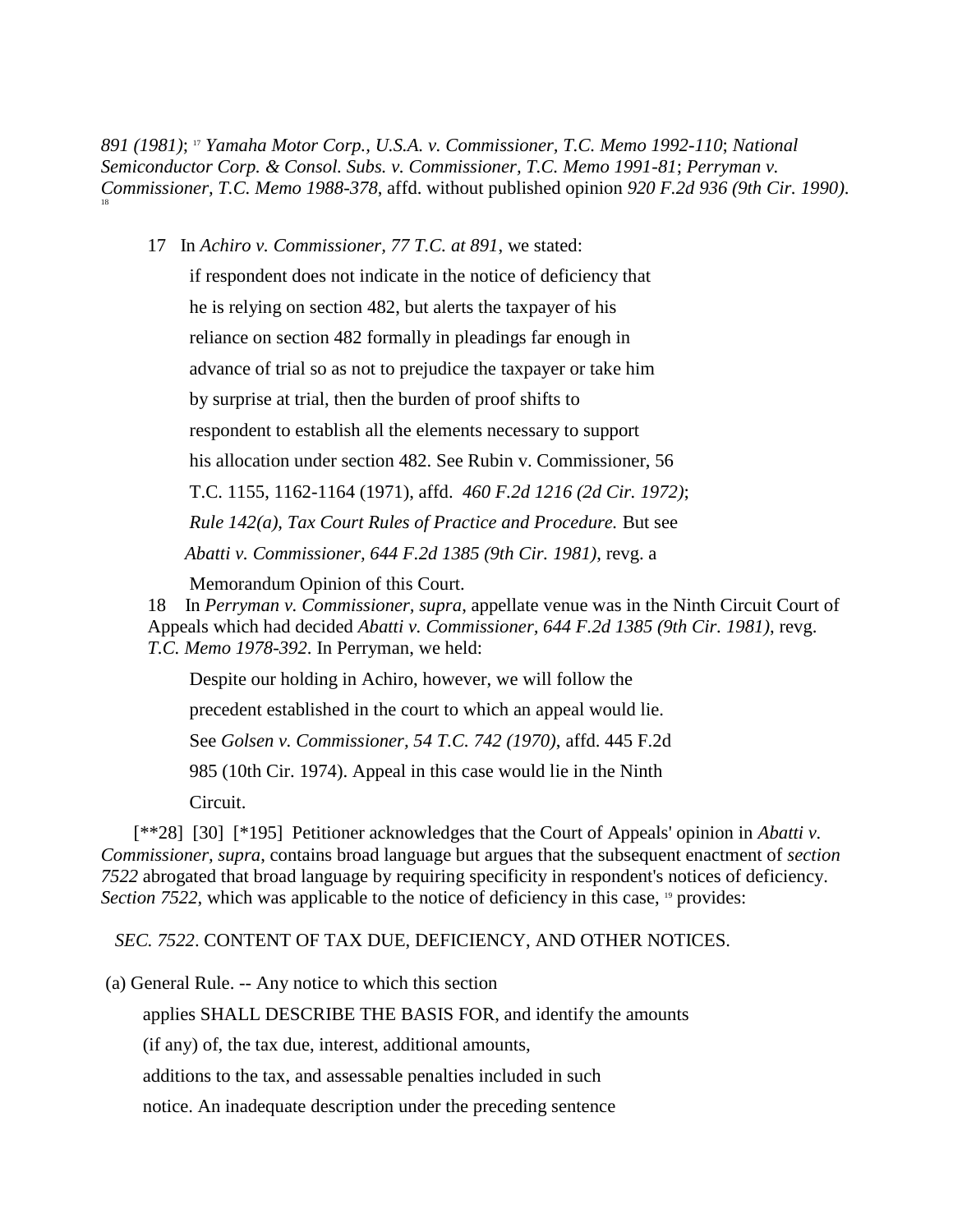*891 (1981)*; [17] *Yamaha Motor Corp., U.S.A. v. Commissioner, T.C. Memo 1992-110*; *National Semiconductor Corp. & Consol. Subs. v. Commissioner, T.C. Memo 1991-81*; *Perryman v. Commissioner, T.C. Memo 1988-378*, affd. without published opinion *920 F.2d 936 (9th Cir. 1990)*. [18]

17 In *Achiro v. Commissioner, 77 T.C. at 891*, we stated:

> if respondent does not indicate in the notice of deficiency that he is relying on section 482, but alerts the taxpayer of his reliance on section 482 formally in pleadings far enough in advance of trial so as not to prejudice the taxpayer or take him by surprise at trial, then the burden of proof shifts to respondent to establish all the elements necessary to support his allocation under section 482. See Rubin v. Commissioner, 56 T.C. 1155, 1162-1164 (1971), affd. *460 F.2d 1216 (2d Cir. 1972)*; *Rule 142(a), Tax Court Rules of Practice and Procedure.* But see *Abatti v. Commissioner, 644 F.2d 1385 (9th Cir. 1981)*, revg. a Memorandum Opinion of this Court.

18 In *Perryman v. Commissioner, supra*, appellate venue was in the Ninth Circuit Court of Appeals which had decided *Abatti v. Commissioner, 644 F.2d 1385 (9th Cir. 1981)*, revg. *T.C. Memo 1978-392*. In Perryman, we held:

> Despite our holding in Achiro, however, we will follow the precedent established in the court to which an appeal would lie. See *Golsen v. Commissioner, 54 T.C. 742 (1970)*, affd. 445 F.2d 985 (10th Cir. 1974). Appeal in this case would lie in the Ninth Circuit.

[**28] [30] [*195] Petitioner acknowledges that the Court of Appeals' opinion in *Abatti v. Commissioner, supra*, contains broad language but argues that the subsequent enactment of *section 7522* abrogated that broad language by requiring specificity in respondent's notices of deficiency. *Section 7522*, which was applicable to the notice of deficiency in this case, [19] provides:

*SEC. 7522*. CONTENT OF TAX DUE, DEFICIENCY, AND OTHER NOTICES.

(a) General Rule. -- Any notice to which this section applies SHALL DESCRIBE THE BASIS FOR, and identify the amounts (if any) of, the tax due, interest, additional amounts, additions to the tax, and assessable penalties included in such notice. An inadequate description under the preceding sentence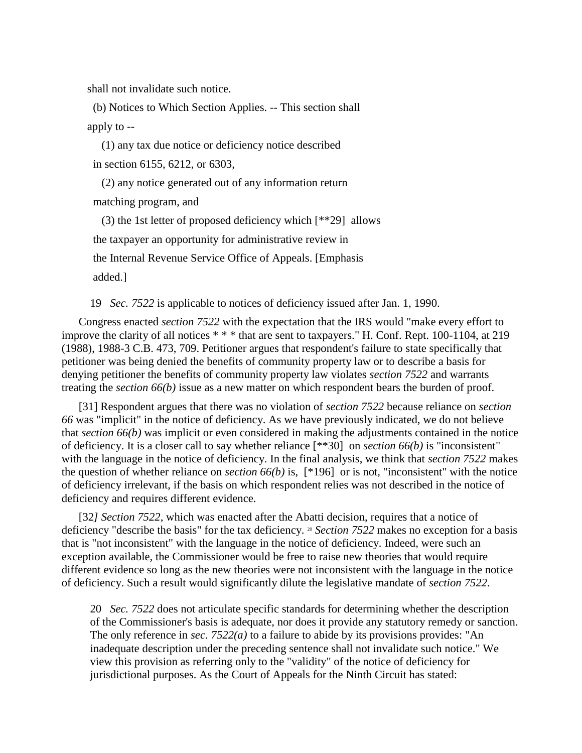shall not invalidate such notice.

(b) Notices to Which Section Applies. -- This section shall apply to --

(1) any tax due notice or deficiency notice described in section 6155, 6212, or 6303,

(2) any notice generated out of any information return matching program, and

(3) the 1st letter of proposed deficiency which [**29] allows the taxpayer an opportunity for administrative review in the Internal Revenue Service Office of Appeals. [Emphasis added.]

19 *Sec. 7522* is applicable to notices of deficiency issued after Jan. 1, 1990.

Congress enacted *section 7522* with the expectation that the IRS would "make every effort to improve the clarity of all notices * * * that are sent to taxpayers." H. Conf. Rept. 100-1104, at 219 (1988), 1988-3 C.B. 473, 709. Petitioner argues that respondent's failure to state specifically that petitioner was being denied the benefits of community property law or to describe a basis for denying petitioner the benefits of community property law violates *section 7522* and warrants treating the *section 66(b)* issue as a new matter on which respondent bears the burden of proof.

[31] Respondent argues that there was no violation of *section 7522* because reliance on *section 66* was "implicit" in the notice of deficiency. As we have previously indicated, we do not believe that *section 66(b)* was implicit or even considered in making the adjustments contained in the notice of deficiency. It is a closer call to say whether reliance [**30] on *section 66(b)* is "inconsistent" with the language in the notice of deficiency. In the final analysis, we think that *section 7522* makes the question of whether reliance on *section 66(b)* is, [*196] or is not, "inconsistent" with the notice of deficiency irrelevant, if the basis on which respondent relies was not described in the notice of deficiency and requires different evidence.

[32*]* *Section 7522*, which was enacted after the Abatti decision, requires that a notice of deficiency "describe the basis" for the tax deficiency. [20] *Section 7522* makes no exception for a basis that is "not inconsistent" with the language in the notice of deficiency. Indeed, were such an exception available, the Commissioner would be free to raise new theories that would require different evidence so long as the new theories were not inconsistent with the language in the notice of deficiency. Such a result would significantly dilute the legislative mandate of *section 7522*.

20 *Sec. 7522* does not articulate specific standards for determining whether the description of the Commissioner's basis is adequate, nor does it provide any statutory remedy or sanction. The only reference in *sec. 7522(a)* to a failure to abide by its provisions provides: "An inadequate description under the preceding sentence shall not invalidate such notice." We view this provision as referring only to the "validity" of the notice of deficiency for jurisdictional purposes. As the Court of Appeals for the Ninth Circuit has stated: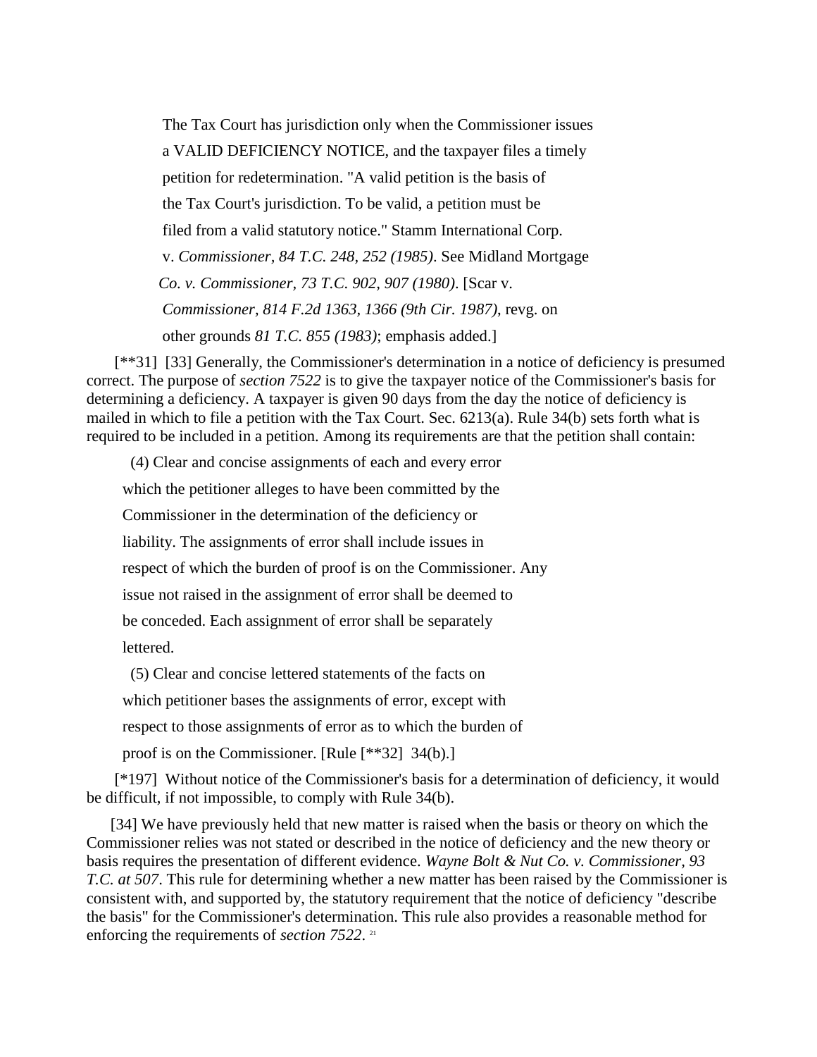> The Tax Court has jurisdiction only when the Commissioner issues a VALID DEFICIENCY NOTICE, and the taxpayer files a timely petition for redetermination. "A valid petition is the basis of the Tax Court's jurisdiction. To be valid, a petition must be filed from a valid statutory notice." Stamm International Corp. v. *Commissioner, 84 T.C. 248, 252 (1985)*. See Midland Mortgage *Co. v. Commissioner, 73 T.C. 902, 907 (1980)*. [Scar v. *Commissioner, 814 F.2d 1363, 1366 (9th Cir. 1987)*, revg. on other grounds *81 T.C. 855 (1983)*; emphasis added.]

[**31] [33] Generally, the Commissioner's determination in a notice of deficiency is presumed correct. The purpose of *section 7522* is to give the taxpayer notice of the Commissioner's basis for determining a deficiency. A taxpayer is given 90 days from the day the notice of deficiency is mailed in which to file a petition with the Tax Court. Sec. 6213(a). Rule 34(b) sets forth what is required to be included in a petition. Among its requirements are that the petition shall contain:

> (4) Clear and concise assignments of each and every error which the petitioner alleges to have been committed by the Commissioner in the determination of the deficiency or liability. The assignments of error shall include issues in respect of which the burden of proof is on the Commissioner. Any issue not raised in the assignment of error shall be deemed to be conceded. Each assignment of error shall be separately lettered.
>
> (5) Clear and concise lettered statements of the facts on which petitioner bases the assignments of error, except with respect to those assignments of error as to which the burden of proof is on the Commissioner. [Rule [**32] 34(b).]

[*197] Without notice of the Commissioner's basis for a determination of deficiency, it would be difficult, if not impossible, to comply with Rule 34(b).

[34] We have previously held that new matter is raised when the basis or theory on which the Commissioner relies was not stated or described in the notice of deficiency and the new theory or basis requires the presentation of different evidence. *Wayne Bolt & Nut Co. v. Commissioner*, *93 T.C. at 507*. This rule for determining whether a new matter has been raised by the Commissioner is consistent with, and supported by, the statutory requirement that the notice of deficiency "describe the basis" for the Commissioner's determination. This rule also provides a reasonable method for enforcing the requirements of *section 7522*. [21]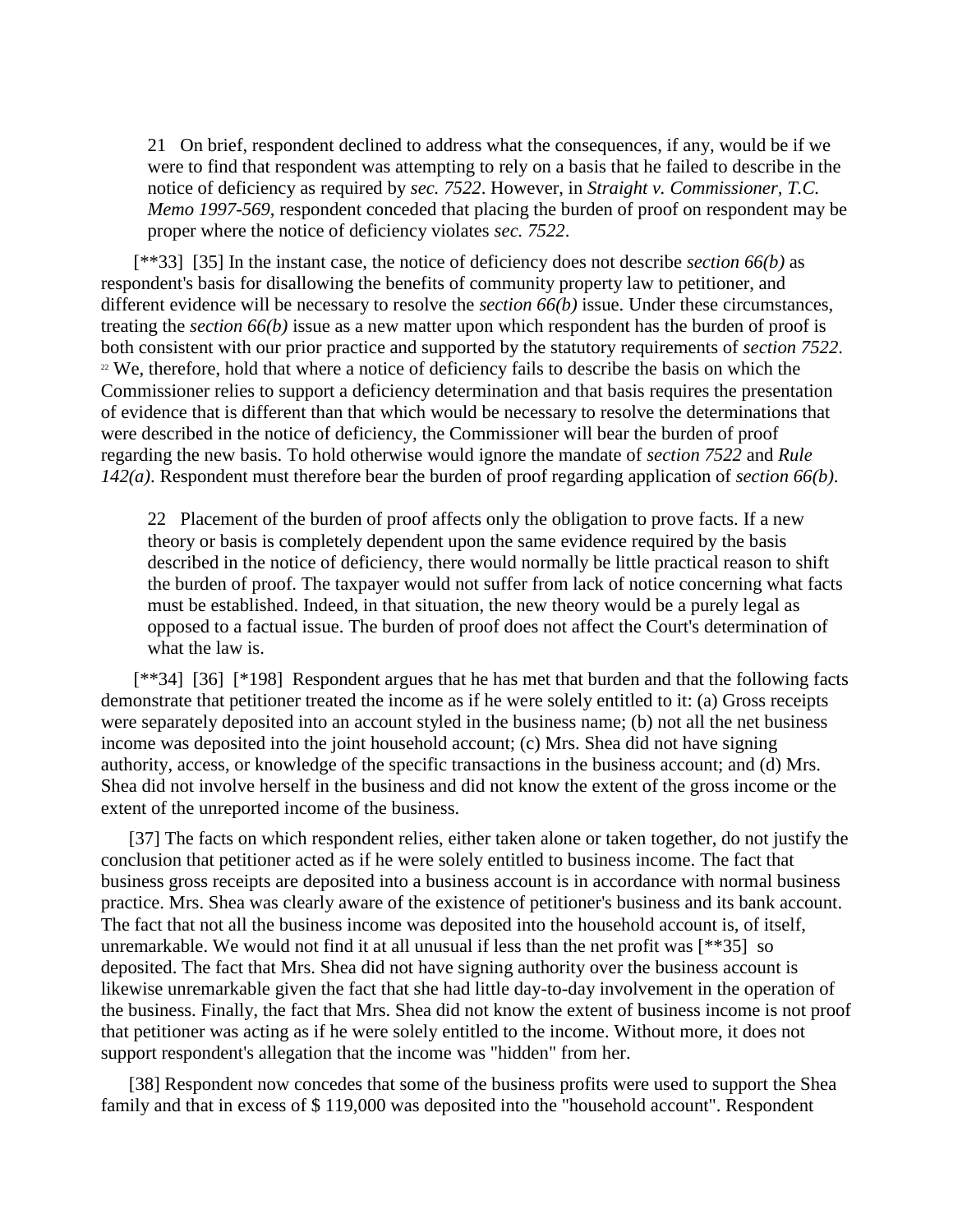21 On brief, respondent declined to address what the consequences, if any, would be if we were to find that respondent was attempting to rely on a basis that he failed to describe in the notice of deficiency as required by *sec. 7522*. However, in *Straight v. Commissioner, T.C. Memo 1997-569*, respondent conceded that placing the burden of proof on respondent may be proper where the notice of deficiency violates *sec. 7522*.

[**33] [35] In the instant case, the notice of deficiency does not describe *section 66(b)* as respondent's basis for disallowing the benefits of community property law to petitioner, and different evidence will be necessary to resolve the *section 66(b)* issue. Under these circumstances, treating the *section 66(b)* issue as a new matter upon which respondent has the burden of proof is both consistent with our prior practice and supported by the statutory requirements of *section 7522*. [22] We, therefore, hold that where a notice of deficiency fails to describe the basis on which the Commissioner relies to support a deficiency determination and that basis requires the presentation of evidence that is different than that which would be necessary to resolve the determinations that were described in the notice of deficiency, the Commissioner will bear the burden of proof regarding the new basis. To hold otherwise would ignore the mandate of *section 7522* and *Rule 142(a)*. Respondent must therefore bear the burden of proof regarding application of *section 66(b)*.

22 Placement of the burden of proof affects only the obligation to prove facts. If a new theory or basis is completely dependent upon the same evidence required by the basis described in the notice of deficiency, there would normally be little practical reason to shift the burden of proof. The taxpayer would not suffer from lack of notice concerning what facts must be established. Indeed, in that situation, the new theory would be a purely legal as opposed to a factual issue. The burden of proof does not affect the Court's determination of what the law is.

[**34] [36] [*198] Respondent argues that he has met that burden and that the following facts demonstrate that petitioner treated the income as if he were solely entitled to it: (a) Gross receipts were separately deposited into an account styled in the business name; (b) not all the net business income was deposited into the joint household account; (c) Mrs. Shea did not have signing authority, access, or knowledge of the specific transactions in the business account; and (d) Mrs. Shea did not involve herself in the business and did not know the extent of the gross income or the extent of the unreported income of the business.

[37] The facts on which respondent relies, either taken alone or taken together, do not justify the conclusion that petitioner acted as if he were solely entitled to business income. The fact that business gross receipts are deposited into a business account is in accordance with normal business practice. Mrs. Shea was clearly aware of the existence of petitioner's business and its bank account. The fact that not all the business income was deposited into the household account is, of itself, unremarkable. We would not find it at all unusual if less than the net profit was [**35] so deposited. The fact that Mrs. Shea did not have signing authority over the business account is likewise unremarkable given the fact that she had little day-to-day involvement in the operation of the business. Finally, the fact that Mrs. Shea did not know the extent of business income is not proof that petitioner was acting as if he were solely entitled to the income. Without more, it does not support respondent's allegation that the income was "hidden" from her.

[38] Respondent now concedes that some of the business profits were used to support the Shea family and that in excess of $ 119,000 was deposited into the "household account". Respondent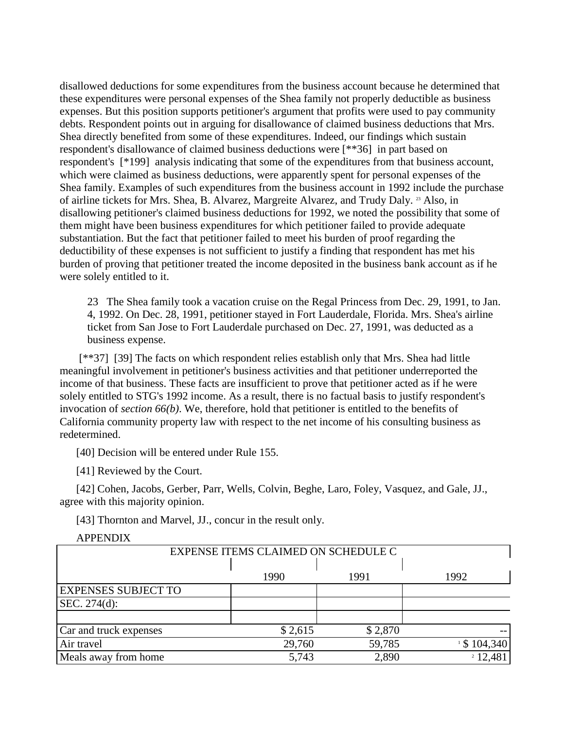disallowed deductions for some expenditures from the business account because he determined that these expenditures were personal expenses of the Shea family not properly deductible as business expenses. But this position supports petitioner's argument that profits were used to pay community debts. Respondent points out in arguing for disallowance of claimed business deductions that Mrs. Shea directly benefited from some of these expenditures. Indeed, our findings which sustain respondent's disallowance of claimed business deductions were [**36] in part based on respondent's [*199] analysis indicating that some of the expenditures from that business account, which were claimed as business deductions, were apparently spent for personal expenses of the Shea family. Examples of such expenditures from the business account in 1992 include the purchase of airline tickets for Mrs. Shea, B. Alvarez, Margreite Alvarez, and Trudy Daly. [23] Also, in disallowing petitioner's claimed business deductions for 1992, we noted the possibility that some of them might have been business expenditures for which petitioner failed to provide adequate substantiation. But the fact that petitioner failed to meet his burden of proof regarding the deductibility of these expenses is not sufficient to justify a finding that respondent has met his burden of proving that petitioner treated the income deposited in the business bank account as if he were solely entitled to it.

23 The Shea family took a vacation cruise on the Regal Princess from Dec. 29, 1991, to Jan. 4, 1992. On Dec. 28, 1991, petitioner stayed in Fort Lauderdale, Florida. Mrs. Shea's airline ticket from San Jose to Fort Lauderdale purchased on Dec. 27, 1991, was deducted as a business expense.

[**37] [39] The facts on which respondent relies establish only that Mrs. Shea had little meaningful involvement in petitioner's business activities and that petitioner underreported the income of that business. These facts are insufficient to prove that petitioner acted as if he were solely entitled to STG's 1992 income. As a result, there is no factual basis to justify respondent's invocation of *section 66(b)*. We, therefore, hold that petitioner is entitled to the benefits of California community property law with respect to the net income of his consulting business as redetermined.

[40] Decision will be entered under Rule 155.

[41] Reviewed by the Court.

[42] Cohen, Jacobs, Gerber, Parr, Wells, Colvin, Beghe, Laro, Foley, Vasquez, and Gale, JJ., agree with this majority opinion.

[43] Thornton and Marvel, JJ., concur in the result only.

APPENDIX

| EXPENSE ITEMS CLAIMED ON SCHEDULE C | | | |
|---|---|---|---|
| | 1990 | 1991 | 1992 |
| EXPENSES SUBJECT TO | | | |
| SEC. 274(d): | | | |
| | | | |
| Car and truck expenses | $ 2,615 | $ 2,870 | -- |
| Air travel | 29,760 | 59,785 | [1] $ 104,340 |
| Meals away from home | 5,743 | 2,890 | [2] 12,481 |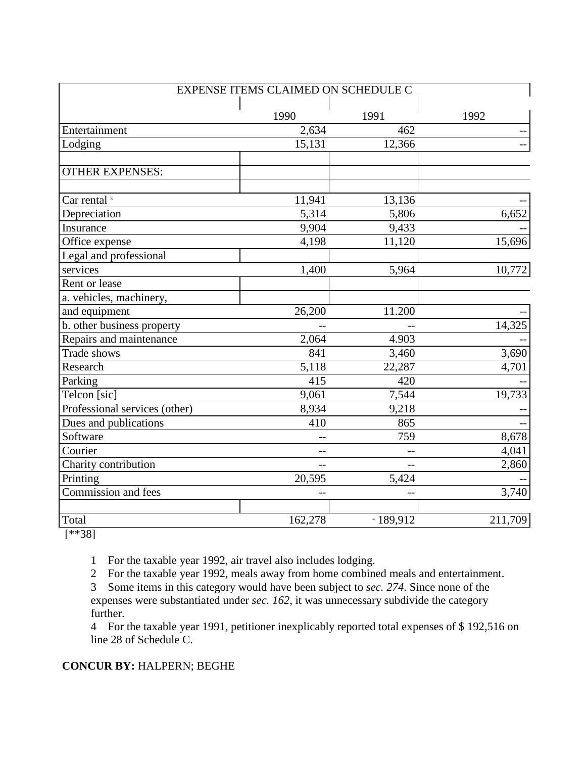| EXPENSE ITEMS CLAIMED ON SCHEDULE C | | | |
|---|---|---|---|
| | 1990 | 1991 | 1992 |
| Entertainment | 2,634 | 462 | -- |
| Lodging | 15,131 | 12,366 | -- |
| | | | |
| OTHER EXPENSES: | | | |
| | | | |
| Car rental [3] | 11,941 | 13,136 | -- |
| Depreciation | 5,314 | 5,806 | 6,652 |
| Insurance | 9,904 | 9,433 | -- |
| Office expense | 4,198 | 11,120 | 15,696 |
| Legal and professional services | 1,400 | 5,964 | 10,772 |
| Rent or lease | | | |
| a. vehicles, machinery, and equipment | 26,200 | 11.200 | -- |
| b. other business property | -- | -- | 14,325 |
| Repairs and maintenance | 2,064 | 4.903 | -- |
| Trade shows | 841 | 3,460 | 3,690 |
| Research | 5,118 | 22,287 | 4,701 |
| Parking | 415 | 420 | -- |
| Telcon [sic] | 9,061 | 7,544 | 19,733 |
| Professional services (other) | 8,934 | 9,218 | -- |
| Dues and publications | 410 | 865 | -- |
| Software | -- | 759 | 8,678 |
| Courier | -- | -- | 4,041 |
| Charity contribution | -- | -- | 2,860 |
| Printing | 20,595 | 5,424 | -- |
| Commission and fees | -- | -- | 3,740 |
| | | | |
| Total | 162,278 | [4] 189,912 | 211,709 |

[**38]

1 For the taxable year 1992, air travel also includes lodging.

2 For the taxable year 1992, meals away from home combined meals and entertainment.

3 Some items in this category would have been subject to *sec. 274*. Since none of the expenses were substantiated under *sec. 162*, it was unnecessary subdivide the category further.

4 For the taxable year 1991, petitioner inexplicably reported total expenses of $ 192,516 on line 28 of Schedule C.

**CONCUR BY:** HALPERN; BEGHE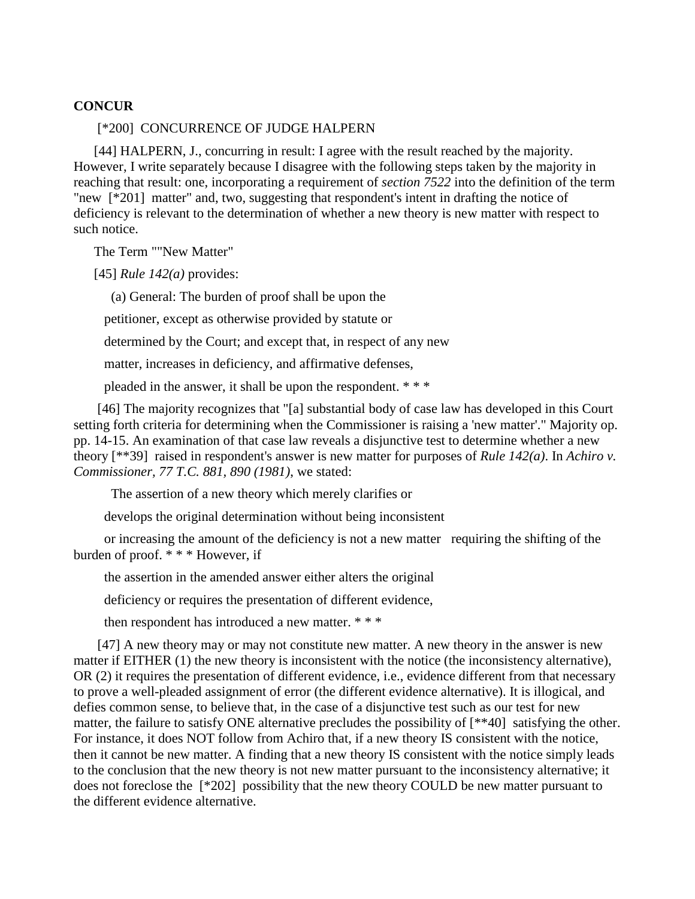**CONCUR**

[*200] CONCURRENCE OF JUDGE HALPERN

[44] HALPERN, J., concurring in result: I agree with the result reached by the majority. However, I write separately because I disagree with the following steps taken by the majority in reaching that result: one, incorporating a requirement of *section 7522* into the definition of the term "new [*201] matter" and, two, suggesting that respondent's intent in drafting the notice of deficiency is relevant to the determination of whether a new theory is new matter with respect to such notice.

The Term ""New Matter"

[45] *Rule 142(a)* provides:

> (a) General: The burden of proof shall be upon the
>
> petitioner, except as otherwise provided by statute or
>
> determined by the Court; and except that, in respect of any new
>
> matter, increases in deficiency, and affirmative defenses,
>
> pleaded in the answer, it shall be upon the respondent. * * *

[46] The majority recognizes that "[a] substantial body of case law has developed in this Court setting forth criteria for determining when the Commissioner is raising a 'new matter'." Majority op. pp. 14-15. An examination of that case law reveals a disjunctive test to determine whether a new theory [**39] raised in respondent's answer is new matter for purposes of *Rule 142(a)*. In *Achiro v. Commissioner, 77 T.C. 881, 890 (1981)*, we stated:

> The assertion of a new theory which merely clarifies or
>
> develops the original determination without being inconsistent
>
> or increasing the amount of the deficiency is not a new matter requiring the shifting of the burden of proof. * * * However, if
>
> the assertion in the amended answer either alters the original
>
> deficiency or requires the presentation of different evidence,
>
> then respondent has introduced a new matter. * * *

[47] A new theory may or may not constitute new matter. A new theory in the answer is new matter if EITHER (1) the new theory is inconsistent with the notice (the inconsistency alternative), OR (2) it requires the presentation of different evidence, i.e., evidence different from that necessary to prove a well-pleaded assignment of error (the different evidence alternative). It is illogical, and defies common sense, to believe that, in the case of a disjunctive test such as our test for new matter, the failure to satisfy ONE alternative precludes the possibility of [**40] satisfying the other. For instance, it does NOT follow from Achiro that, if a new theory IS consistent with the notice, then it cannot be new matter. A finding that a new theory IS consistent with the notice simply leads to the conclusion that the new theory is not new matter pursuant to the inconsistency alternative; it does not foreclose the [*202] possibility that the new theory COULD be new matter pursuant to the different evidence alternative.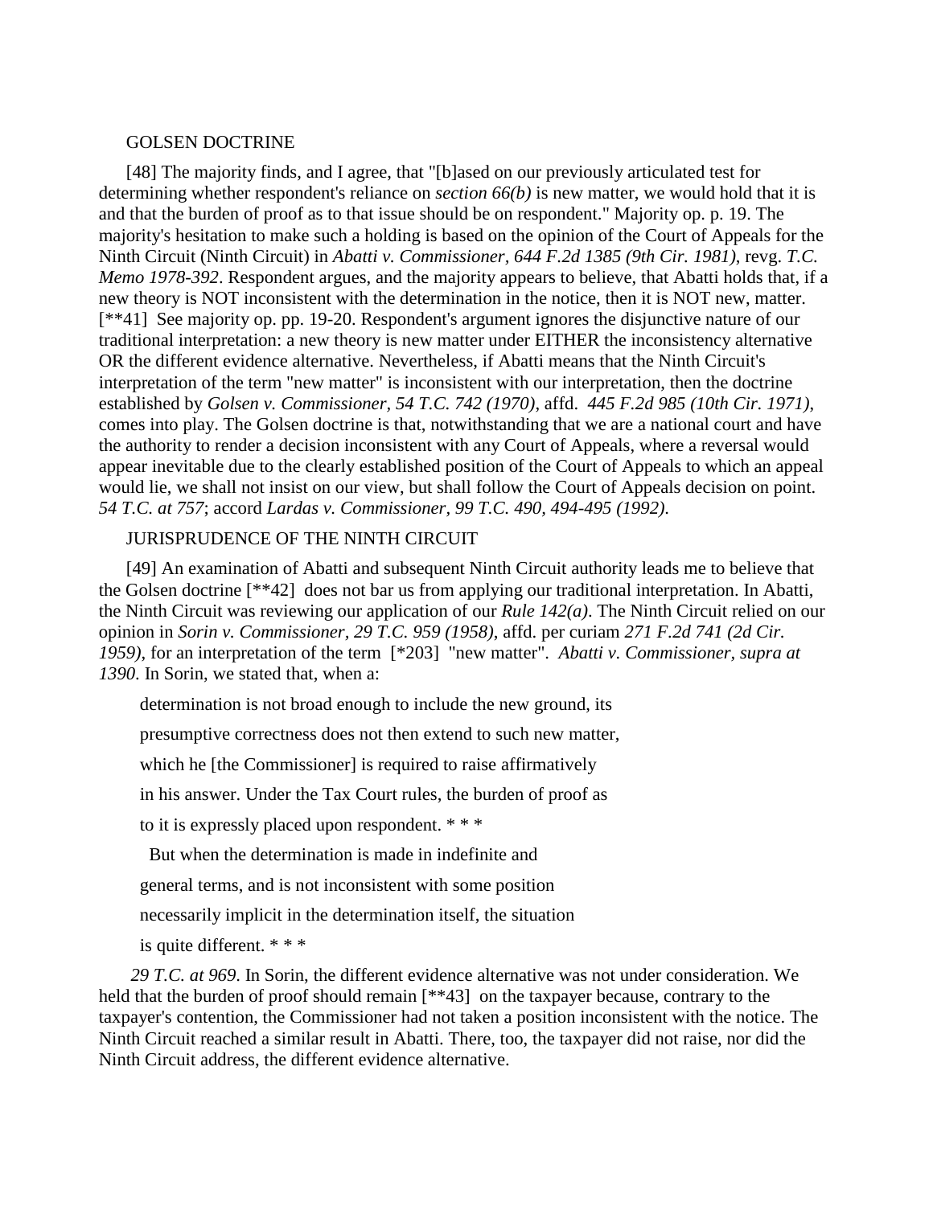GOLSEN DOCTRINE

[48] The majority finds, and I agree, that "[b]ased on our previously articulated test for determining whether respondent's reliance on *section 66(b)* is new matter, we would hold that it is and that the burden of proof as to that issue should be on respondent." Majority op. p. 19. The majority's hesitation to make such a holding is based on the opinion of the Court of Appeals for the Ninth Circuit (Ninth Circuit) in *Abatti v. Commissioner, 644 F.2d 1385 (9th Cir. 1981)*, revg. *T.C. Memo 1978-392*. Respondent argues, and the majority appears to believe, that Abatti holds that, if a new theory is NOT inconsistent with the determination in the notice, then it is NOT new, matter. [**41] See majority op. pp. 19-20. Respondent's argument ignores the disjunctive nature of our traditional interpretation: a new theory is new matter under EITHER the inconsistency alternative OR the different evidence alternative. Nevertheless, if Abatti means that the Ninth Circuit's interpretation of the term "new matter" is inconsistent with our interpretation, then the doctrine established by *Golsen v. Commissioner, 54 T.C. 742 (1970)*, affd. *445 F.2d 985 (10th Cir. 1971)*, comes into play. The Golsen doctrine is that, notwithstanding that we are a national court and have the authority to render a decision inconsistent with any Court of Appeals, where a reversal would appear inevitable due to the clearly established position of the Court of Appeals to which an appeal would lie, we shall not insist on our view, but shall follow the Court of Appeals decision on point. *54 T.C. at 757*; accord *Lardas v. Commissioner, 99 T.C. 490, 494-495 (1992)*.

JURISPRUDENCE OF THE NINTH CIRCUIT

[49] An examination of Abatti and subsequent Ninth Circuit authority leads me to believe that the Golsen doctrine [**42] does not bar us from applying our traditional interpretation. In Abatti, the Ninth Circuit was reviewing our application of our *Rule 142(a)*. The Ninth Circuit relied on our opinion in *Sorin v. Commissioner, 29 T.C. 959 (1958)*, affd. per curiam *271 F.2d 741 (2d Cir. 1959)*, for an interpretation of the term [*203] "new matter". *Abatti v. Commissioner, supra at 1390*. In Sorin, we stated that, when a:

> determination is not broad enough to include the new ground, its presumptive correctness does not then extend to such new matter, which he [the Commissioner] is required to raise affirmatively in his answer. Under the Tax Court rules, the burden of proof as to it is expressly placed upon respondent. * * *
>
> But when the determination is made in indefinite and general terms, and is not inconsistent with some position necessarily implicit in the determination itself, the situation is quite different. * * *

*29 T.C. at 969*. In Sorin, the different evidence alternative was not under consideration. We held that the burden of proof should remain [**43] on the taxpayer because, contrary to the taxpayer's contention, the Commissioner had not taken a position inconsistent with the notice. The Ninth Circuit reached a similar result in Abatti. There, too, the taxpayer did not raise, nor did the Ninth Circuit address, the different evidence alternative.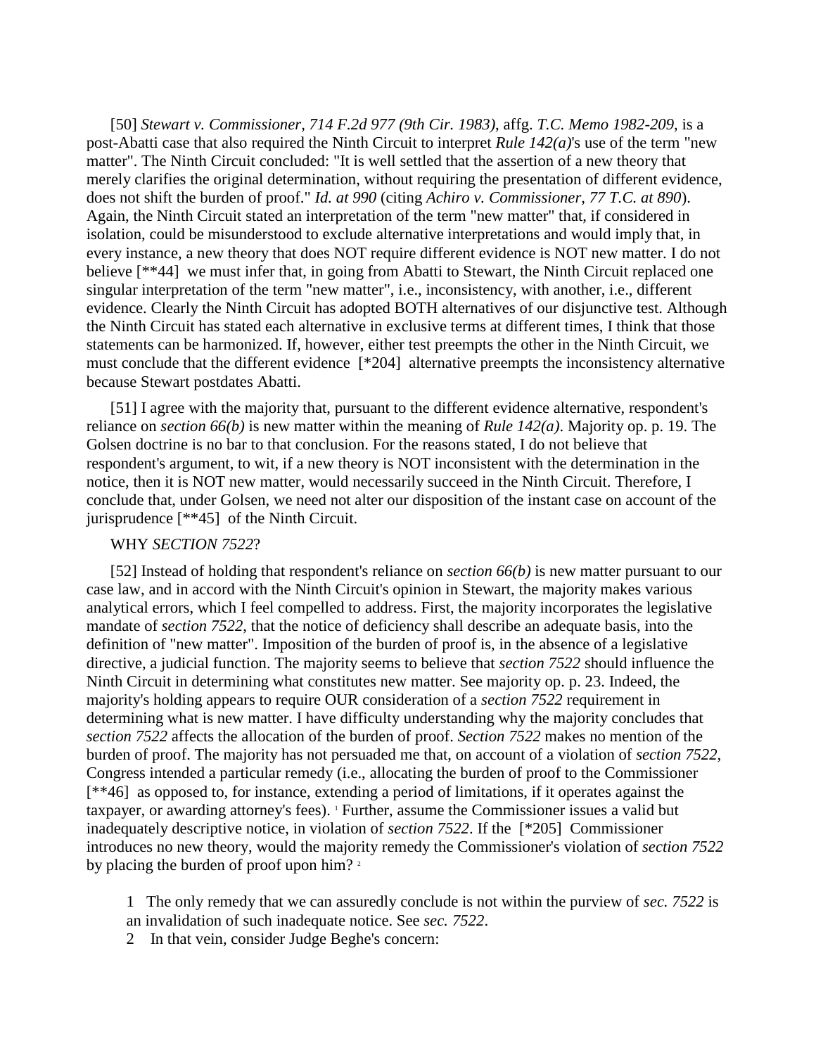[50] *Stewart v. Commissioner, 714 F.2d 977 (9th Cir. 1983)*, affg. *T.C. Memo 1982-209*, is a post-Abatti case that also required the Ninth Circuit to interpret *Rule 142(a)*'s use of the term "new matter". The Ninth Circuit concluded: "It is well settled that the assertion of a new theory that merely clarifies the original determination, without requiring the presentation of different evidence, does not shift the burden of proof." *Id. at 990* (citing *Achiro v. Commissioner, 77 T.C. at 890*). Again, the Ninth Circuit stated an interpretation of the term "new matter" that, if considered in isolation, could be misunderstood to exclude alternative interpretations and would imply that, in every instance, a new theory that does NOT require different evidence is NOT new matter. I do not believe [**44] we must infer that, in going from Abatti to Stewart, the Ninth Circuit replaced one singular interpretation of the term "new matter", i.e., inconsistency, with another, i.e., different evidence. Clearly the Ninth Circuit has adopted BOTH alternatives of our disjunctive test. Although the Ninth Circuit has stated each alternative in exclusive terms at different times, I think that those statements can be harmonized. If, however, either test preempts the other in the Ninth Circuit, we must conclude that the different evidence [*204] alternative preempts the inconsistency alternative because Stewart postdates Abatti.

[51] I agree with the majority that, pursuant to the different evidence alternative, respondent's reliance on *section 66(b)* is new matter within the meaning of *Rule 142(a)*. Majority op. p. 19. The Golsen doctrine is no bar to that conclusion. For the reasons stated, I do not believe that respondent's argument, to wit, if a new theory is NOT inconsistent with the determination in the notice, then it is NOT new matter, would necessarily succeed in the Ninth Circuit. Therefore, I conclude that, under Golsen, we need not alter our disposition of the instant case on account of the jurisprudence [**45] of the Ninth Circuit.

WHY *SECTION 7522*?

[52] Instead of holding that respondent's reliance on *section 66(b)* is new matter pursuant to our case law, and in accord with the Ninth Circuit's opinion in Stewart, the majority makes various analytical errors, which I feel compelled to address. First, the majority incorporates the legislative mandate of *section 7522*, that the notice of deficiency shall describe an adequate basis, into the definition of "new matter". Imposition of the burden of proof is, in the absence of a legislative directive, a judicial function. The majority seems to believe that *section 7522* should influence the Ninth Circuit in determining what constitutes new matter. See majority op. p. 23. Indeed, the majority's holding appears to require OUR consideration of a *section 7522* requirement in determining what is new matter. I have difficulty understanding why the majority concludes that *section 7522* affects the allocation of the burden of proof. *Section 7522* makes no mention of the burden of proof. The majority has not persuaded me that, on account of a violation of *section 7522*, Congress intended a particular remedy (i.e., allocating the burden of proof to the Commissioner [**46] as opposed to, for instance, extending a period of limitations, if it operates against the taxpayer, or awarding attorney's fees). [1] Further, assume the Commissioner issues a valid but inadequately descriptive notice, in violation of *section 7522*. If the [*205] Commissioner introduces no new theory, would the majority remedy the Commissioner's violation of *section 7522* by placing the burden of proof upon him? [2]

1 The only remedy that we can assuredly conclude is not within the purview of *sec. 7522* is an invalidation of such inadequate notice. See *sec. 7522*.

2 In that vein, consider Judge Beghe's concern: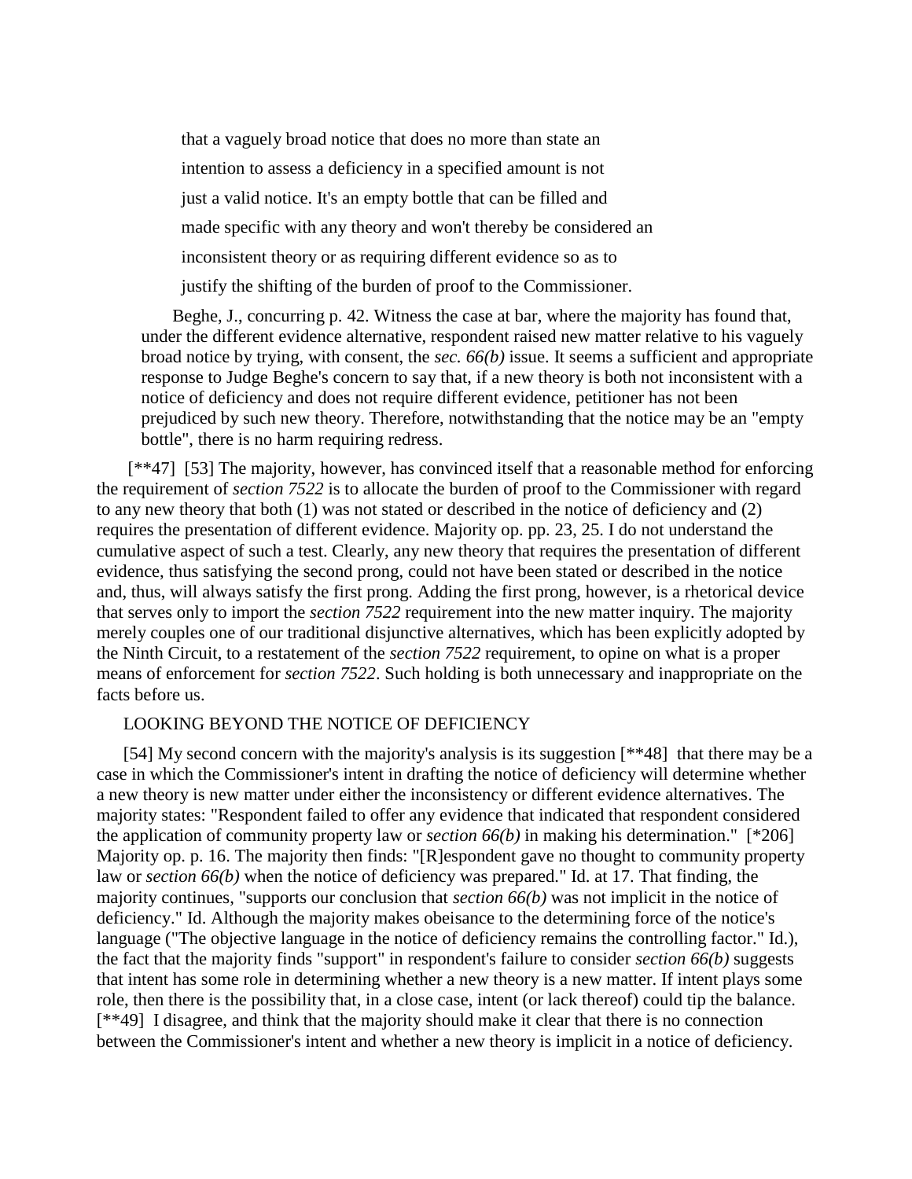> that a vaguely broad notice that does no more than state an intention to assess a deficiency in a specified amount is not just a valid notice. It's an empty bottle that can be filled and made specific with any theory and won't thereby be considered an inconsistent theory or as requiring different evidence so as to justify the shifting of the burden of proof to the Commissioner.

Beghe, J., concurring p. 42. Witness the case at bar, where the majority has found that, under the different evidence alternative, respondent raised new matter relative to his vaguely broad notice by trying, with consent, the *sec. 66(b)* issue. It seems a sufficient and appropriate response to Judge Beghe's concern to say that, if a new theory is both not inconsistent with a notice of deficiency and does not require different evidence, petitioner has not been prejudiced by such new theory. Therefore, notwithstanding that the notice may be an "empty bottle", there is no harm requiring redress.

[**47] [53] The majority, however, has convinced itself that a reasonable method for enforcing the requirement of *section 7522* is to allocate the burden of proof to the Commissioner with regard to any new theory that both (1) was not stated or described in the notice of deficiency and (2) requires the presentation of different evidence. Majority op. pp. 23, 25. I do not understand the cumulative aspect of such a test. Clearly, any new theory that requires the presentation of different evidence, thus satisfying the second prong, could not have been stated or described in the notice and, thus, will always satisfy the first prong. Adding the first prong, however, is a rhetorical device that serves only to import the *section 7522* requirement into the new matter inquiry. The majority merely couples one of our traditional disjunctive alternatives, which has been explicitly adopted by the Ninth Circuit, to a restatement of the *section 7522* requirement, to opine on what is a proper means of enforcement for *section 7522*. Such holding is both unnecessary and inappropriate on the facts before us.

LOOKING BEYOND THE NOTICE OF DEFICIENCY

[54] My second concern with the majority's analysis is its suggestion [**48] that there may be a case in which the Commissioner's intent in drafting the notice of deficiency will determine whether a new theory is new matter under either the inconsistency or different evidence alternatives. The majority states: "Respondent failed to offer any evidence that indicated that respondent considered the application of community property law or *section 66(b)* in making his determination." [*206] Majority op. p. 16. The majority then finds: "[R]espondent gave no thought to community property law or *section 66(b)* when the notice of deficiency was prepared." Id. at 17. That finding, the majority continues, "supports our conclusion that *section 66(b)* was not implicit in the notice of deficiency." Id. Although the majority makes obeisance to the determining force of the notice's language ("The objective language in the notice of deficiency remains the controlling factor." Id.), the fact that the majority finds "support" in respondent's failure to consider *section 66(b)* suggests that intent has some role in determining whether a new theory is a new matter. If intent plays some role, then there is the possibility that, in a close case, intent (or lack thereof) could tip the balance. [**49] I disagree, and think that the majority should make it clear that there is no connection between the Commissioner's intent and whether a new theory is implicit in a notice of deficiency.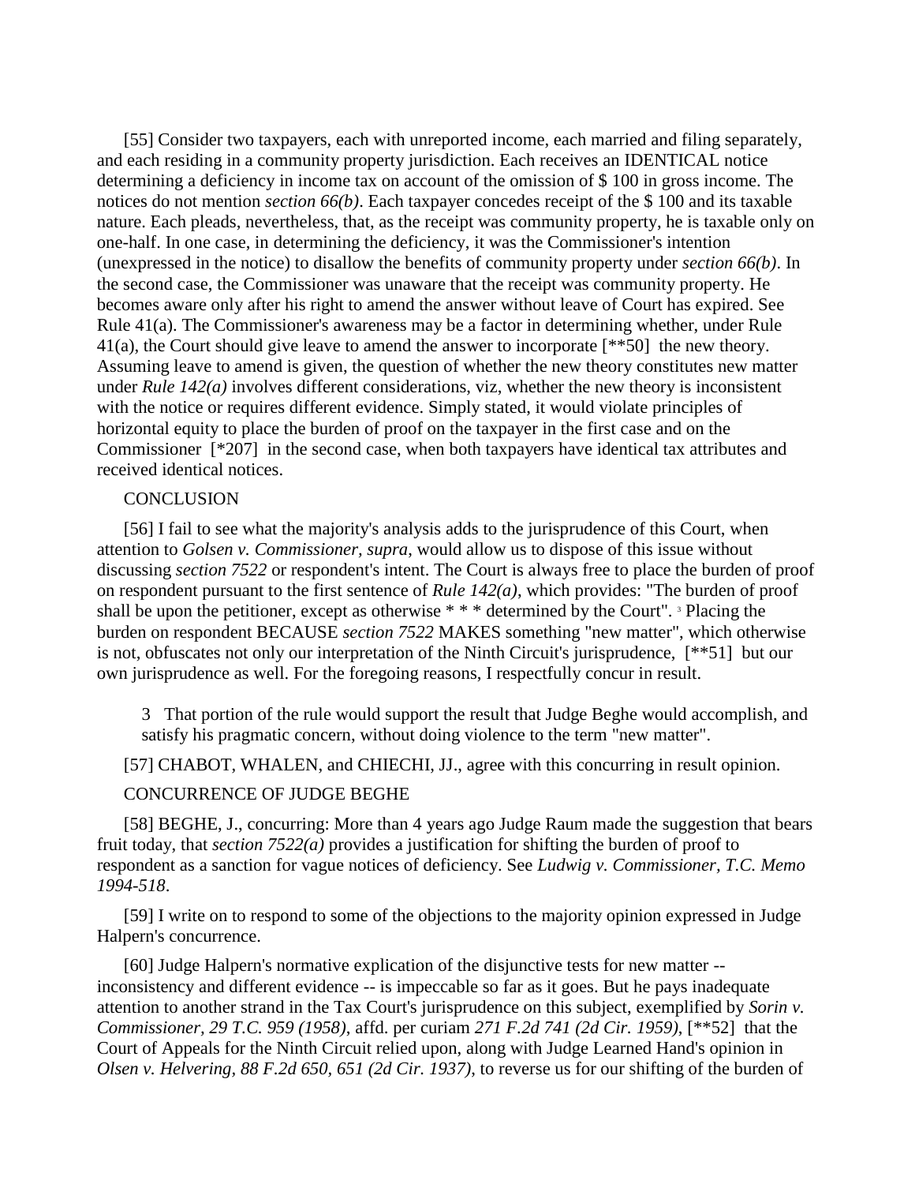[55] Consider two taxpayers, each with unreported income, each married and filing separately, and each residing in a community property jurisdiction. Each receives an IDENTICAL notice determining a deficiency in income tax on account of the omission of $ 100 in gross income. The notices do not mention *section 66(b)*. Each taxpayer concedes receipt of the $ 100 and its taxable nature. Each pleads, nevertheless, that, as the receipt was community property, he is taxable only on one-half. In one case, in determining the deficiency, it was the Commissioner's intention (unexpressed in the notice) to disallow the benefits of community property under *section 66(b)*. In the second case, the Commissioner was unaware that the receipt was community property. He becomes aware only after his right to amend the answer without leave of Court has expired. See Rule 41(a). The Commissioner's awareness may be a factor in determining whether, under Rule 41(a), the Court should give leave to amend the answer to incorporate [**50] the new theory. Assuming leave to amend is given, the question of whether the new theory constitutes new matter under *Rule 142(a)* involves different considerations, viz, whether the new theory is inconsistent with the notice or requires different evidence. Simply stated, it would violate principles of horizontal equity to place the burden of proof on the taxpayer in the first case and on the Commissioner [*207] in the second case, when both taxpayers have identical tax attributes and received identical notices.

CONCLUSION

[56] I fail to see what the majority's analysis adds to the jurisprudence of this Court, when attention to *Golsen v. Commissioner, supra*, would allow us to dispose of this issue without discussing *section 7522* or respondent's intent. The Court is always free to place the burden of proof on respondent pursuant to the first sentence of *Rule 142(a)*, which provides: "The burden of proof shall be upon the petitioner, except as otherwise * * * determined by the Court". [3] Placing the burden on respondent BECAUSE *section 7522* MAKES something "new matter", which otherwise is not, obfuscates not only our interpretation of the Ninth Circuit's jurisprudence, [**51] but our own jurisprudence as well. For the foregoing reasons, I respectfully concur in result.

3 That portion of the rule would support the result that Judge Beghe would accomplish, and satisfy his pragmatic concern, without doing violence to the term "new matter".

[57] CHABOT, WHALEN, and CHIECHI, JJ., agree with this concurring in result opinion.

CONCURRENCE OF JUDGE BEGHE

[58] BEGHE, J., concurring: More than 4 years ago Judge Raum made the suggestion that bears fruit today, that *section 7522(a)* provides a justification for shifting the burden of proof to respondent as a sanction for vague notices of deficiency. See *Ludwig v. Commissioner, T.C. Memo 1994-518*.

[59] I write on to respond to some of the objections to the majority opinion expressed in Judge Halpern's concurrence.

[60] Judge Halpern's normative explication of the disjunctive tests for new matter -- inconsistency and different evidence -- is impeccable so far as it goes. But he pays inadequate attention to another strand in the Tax Court's jurisprudence on this subject, exemplified by *Sorin v. Commissioner, 29 T.C. 959 (1958)*, affd. per curiam *271 F.2d 741 (2d Cir. 1959)*, [**52] that the Court of Appeals for the Ninth Circuit relied upon, along with Judge Learned Hand's opinion in *Olsen v. Helvering, 88 F.2d 650, 651 (2d Cir. 1937)*, to reverse us for our shifting of the burden of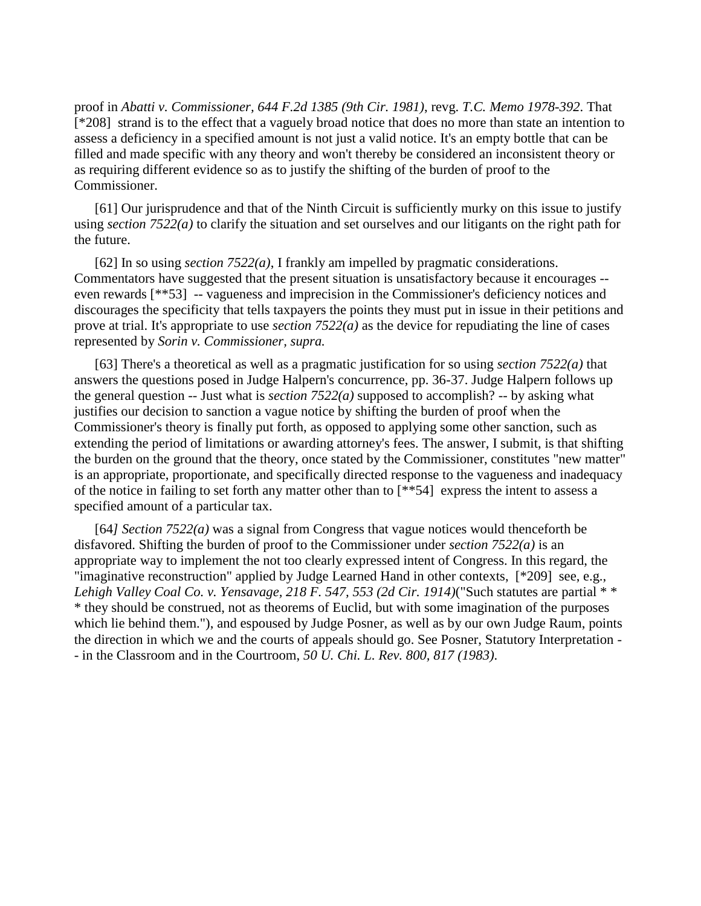proof in *Abatti v. Commissioner*, *644 F.2d 1385 (9th Cir. 1981)*, revg. *T.C. Memo 1978-392*. That [*208] strand is to the effect that a vaguely broad notice that does no more than state an intention to assess a deficiency in a specified amount is not just a valid notice. It's an empty bottle that can be filled and made specific with any theory and won't thereby be considered an inconsistent theory or as requiring different evidence so as to justify the shifting of the burden of proof to the Commissioner.

[61] Our jurisprudence and that of the Ninth Circuit is sufficiently murky on this issue to justify using *section 7522(a)* to clarify the situation and set ourselves and our litigants on the right path for the future.

[62] In so using *section 7522(a)*, I frankly am impelled by pragmatic considerations. Commentators have suggested that the present situation is unsatisfactory because it encourages -- even rewards [**53] -- vagueness and imprecision in the Commissioner's deficiency notices and discourages the specificity that tells taxpayers the points they must put in issue in their petitions and prove at trial. It's appropriate to use *section 7522(a)* as the device for repudiating the line of cases represented by *Sorin v. Commissioner*, *supra.*

[63] There's a theoretical as well as a pragmatic justification for so using *section 7522(a)* that answers the questions posed in Judge Halpern's concurrence, pp. 36-37. Judge Halpern follows up the general question -- Just what is *section 7522(a)* supposed to accomplish? -- by asking what justifies our decision to sanction a vague notice by shifting the burden of proof when the Commissioner's theory is finally put forth, as opposed to applying some other sanction, such as extending the period of limitations or awarding attorney's fees. The answer, I submit, is that shifting the burden on the ground that the theory, once stated by the Commissioner, constitutes "new matter" is an appropriate, proportionate, and specifically directed response to the vagueness and inadequacy of the notice in failing to set forth any matter other than to [**54] express the intent to assess a specified amount of a particular tax.

[64*] Section 7522(a)* was a signal from Congress that vague notices would thenceforth be disfavored. Shifting the burden of proof to the Commissioner under *section 7522(a)* is an appropriate way to implement the not too clearly expressed intent of Congress. In this regard, the "imaginative reconstruction" applied by Judge Learned Hand in other contexts, [*209] see, e.g., *Lehigh Valley Coal Co. v. Yensavage*, *218 F. 547, 553 (2d Cir. 1914)*("Such statutes are partial * * * they should be construed, not as theorems of Euclid, but with some imagination of the purposes which lie behind them."), and espoused by Judge Posner, as well as by our own Judge Raum, points the direction in which we and the courts of appeals should go. See Posner, Statutory Interpretation -- in the Classroom and in the Courtroom, *50 U. Chi. L. Rev. 800, 817 (1983)*.